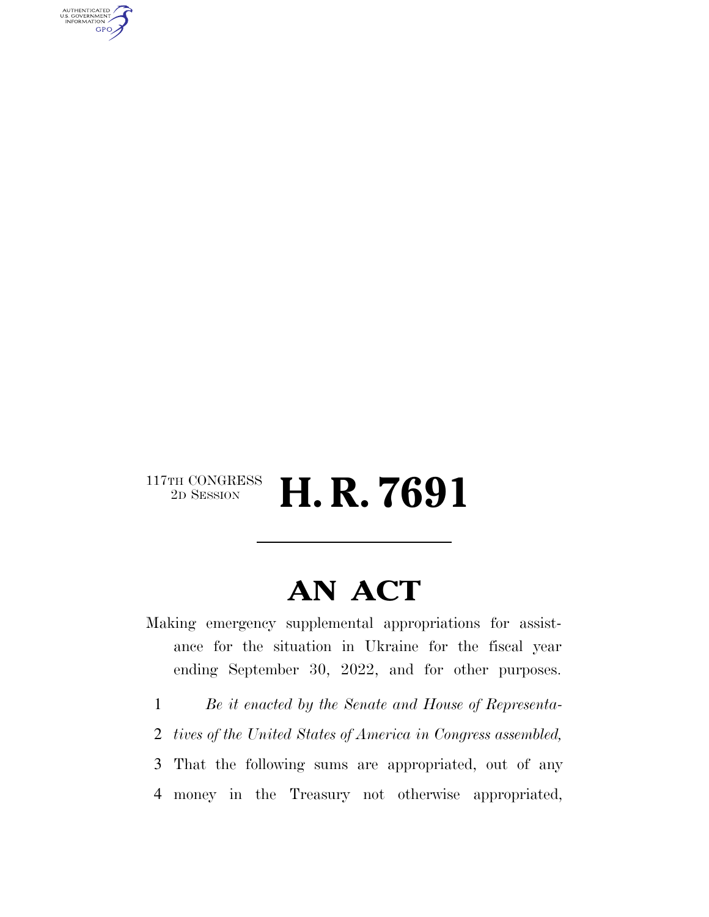117TH CONGRESS
2D SESSION

# H. R. 7691

## AN ACT

Making emergency supplemental appropriations for assistance for the situation in Ukraine for the fiscal year ending September 30, 2022, and for other purposes.

1 *Be it enacted by the Senate and House of Representa-*
2 *tives of the United States of America in Congress assembled,*
3 That the following sums are appropriated, out of any
4 money in the Treasury not otherwise appropriated,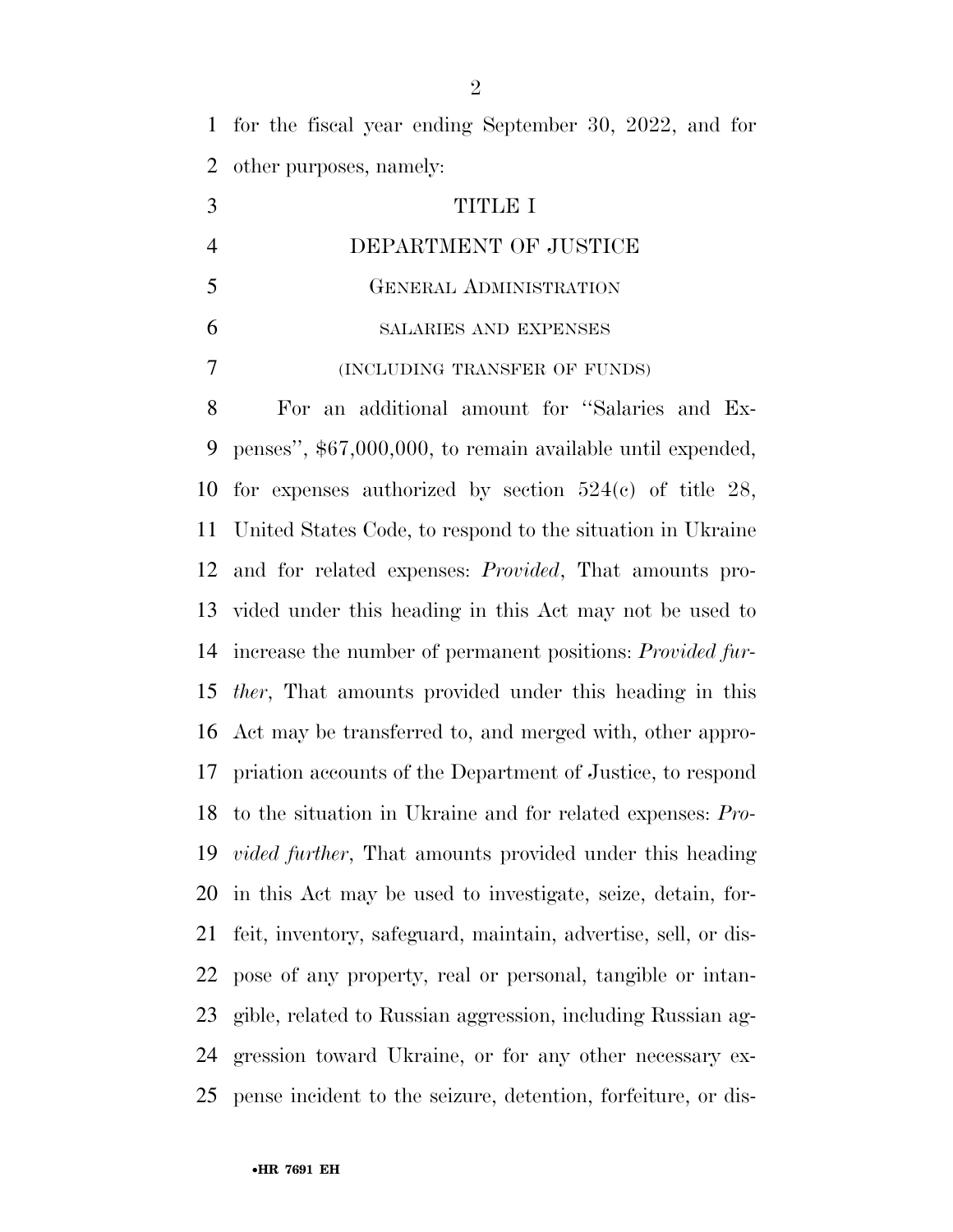for the fiscal year ending September 30, 2022, and for other purposes, namely:

# TITLE I

## DEPARTMENT OF JUSTICE

### GENERAL ADMINISTRATION

#### SALARIES AND EXPENSES

(INCLUDING TRANSFER OF FUNDS)

For an additional amount for ''Salaries and Expenses'', $67,000,000, to remain available until expended, for expenses authorized by section 524(c) of title 28, United States Code, to respond to the situation in Ukraine and for related expenses: *Provided*, That amounts provided under this heading in this Act may not be used to increase the number of permanent positions: *Provided further*, That amounts provided under this heading in this Act may be transferred to, and merged with, other appropriation accounts of the Department of Justice, to respond to the situation in Ukraine and for related expenses: *Provided further*, That amounts provided under this heading in this Act may be used to investigate, seize, detain, forfeit, inventory, safeguard, maintain, advertise, sell, or dispose of any property, real or personal, tangible or intangible, related to Russian aggression, including Russian aggression toward Ukraine, or for any other necessary expense incident to the seizure, detention, forfeiture, or dis-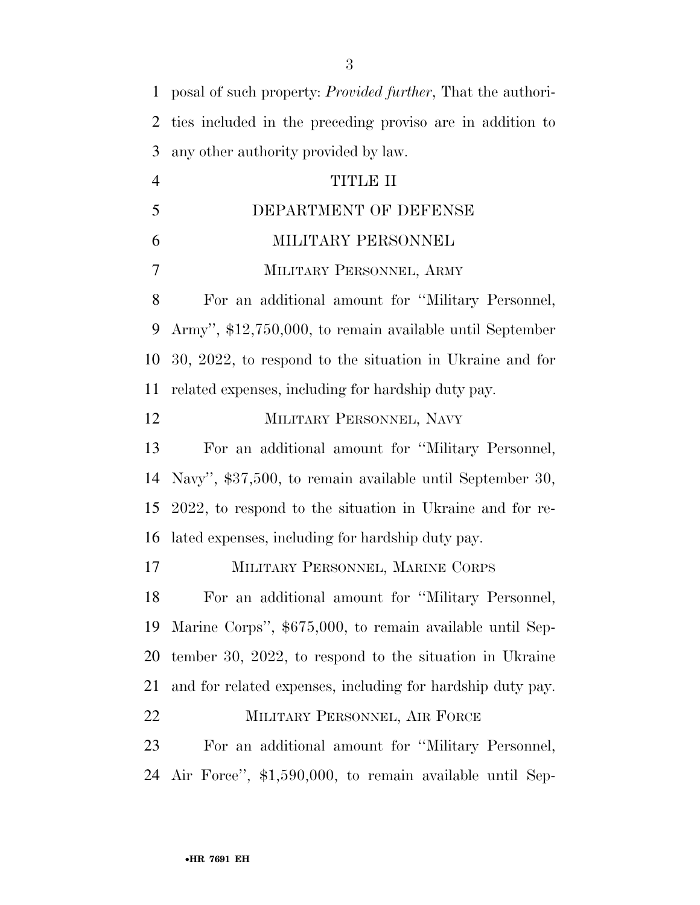posal of such property: *Provided further*, That the authorities included in the preceding proviso are in addition to any other authority provided by law.

# TITLE II

## DEPARTMENT OF DEFENSE

### MILITARY PERSONNEL

#### MILITARY PERSONNEL, ARMY

For an additional amount for ''Military Personnel, Army'', $12,750,000, to remain available until September 30, 2022, to respond to the situation in Ukraine and for related expenses, including for hardship duty pay.

#### MILITARY PERSONNEL, NAVY

For an additional amount for ''Military Personnel, Navy'', $37,500, to remain available until September 30, 2022, to respond to the situation in Ukraine and for related expenses, including for hardship duty pay.

#### MILITARY PERSONNEL, MARINE CORPS

For an additional amount for ''Military Personnel, Marine Corps'', $675,000, to remain available until September 30, 2022, to respond to the situation in Ukraine and for related expenses, including for hardship duty pay.

#### MILITARY PERSONNEL, AIR FORCE

For an additional amount for ''Military Personnel, Air Force'', $1,590,000, to remain available until Sep-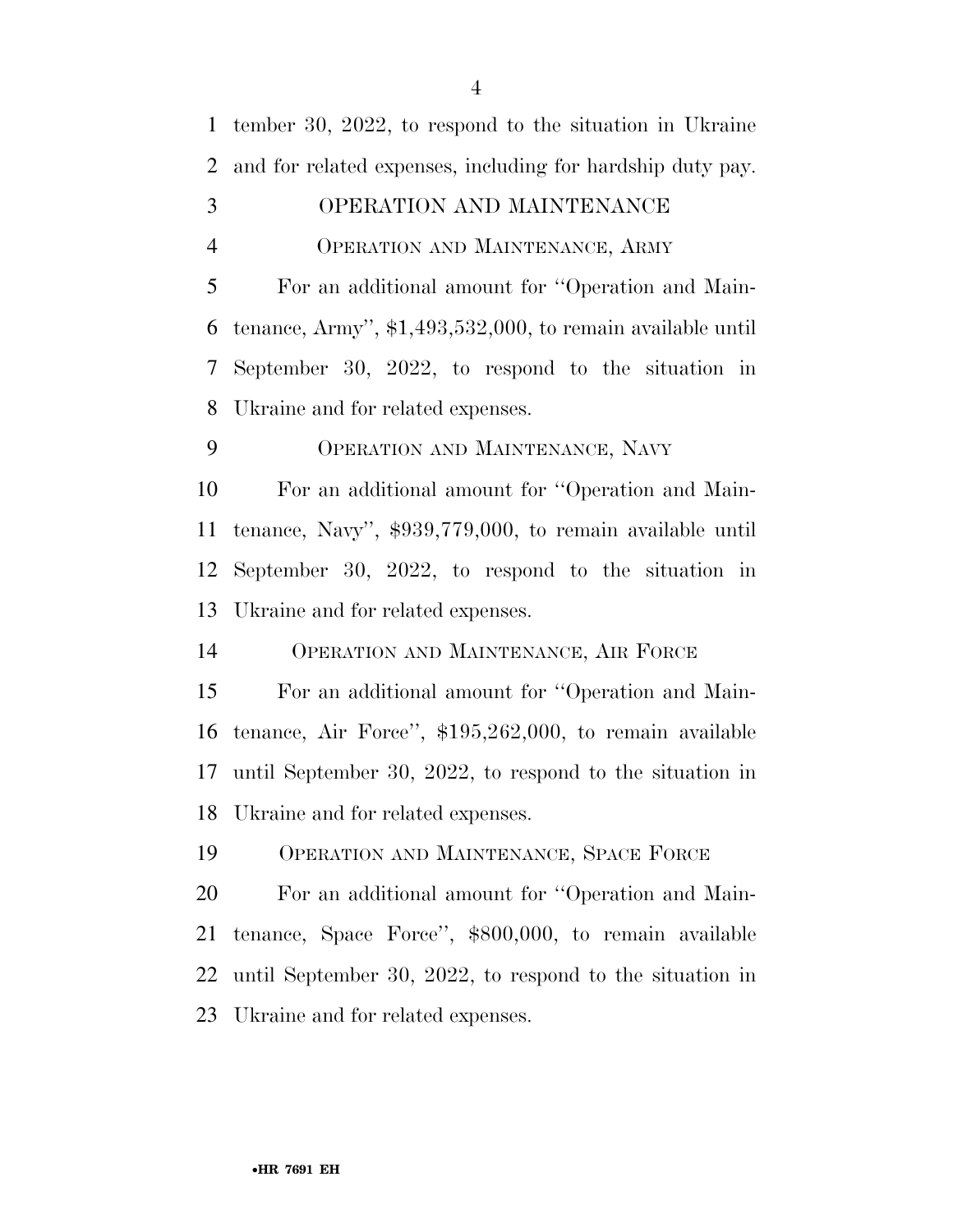tember 30, 2022, to respond to the situation in Ukraine and for related expenses, including for hardship duty pay.

## OPERATION AND MAINTENANCE

### OPERATION AND MAINTENANCE, ARMY

For an additional amount for ''Operation and Maintenance, Army'', $1,493,532,000, to remain available until September 30, 2022, to respond to the situation in Ukraine and for related expenses.

### OPERATION AND MAINTENANCE, NAVY

For an additional amount for ''Operation and Maintenance, Navy'', $939,779,000, to remain available until September 30, 2022, to respond to the situation in Ukraine and for related expenses.

### OPERATION AND MAINTENANCE, AIR FORCE

For an additional amount for ''Operation and Maintenance, Air Force'', $195,262,000, to remain available until September 30, 2022, to respond to the situation in Ukraine and for related expenses.

### OPERATION AND MAINTENANCE, SPACE FORCE

For an additional amount for ''Operation and Maintenance, Space Force'', $800,000, to remain available until September 30, 2022, to respond to the situation in Ukraine and for related expenses.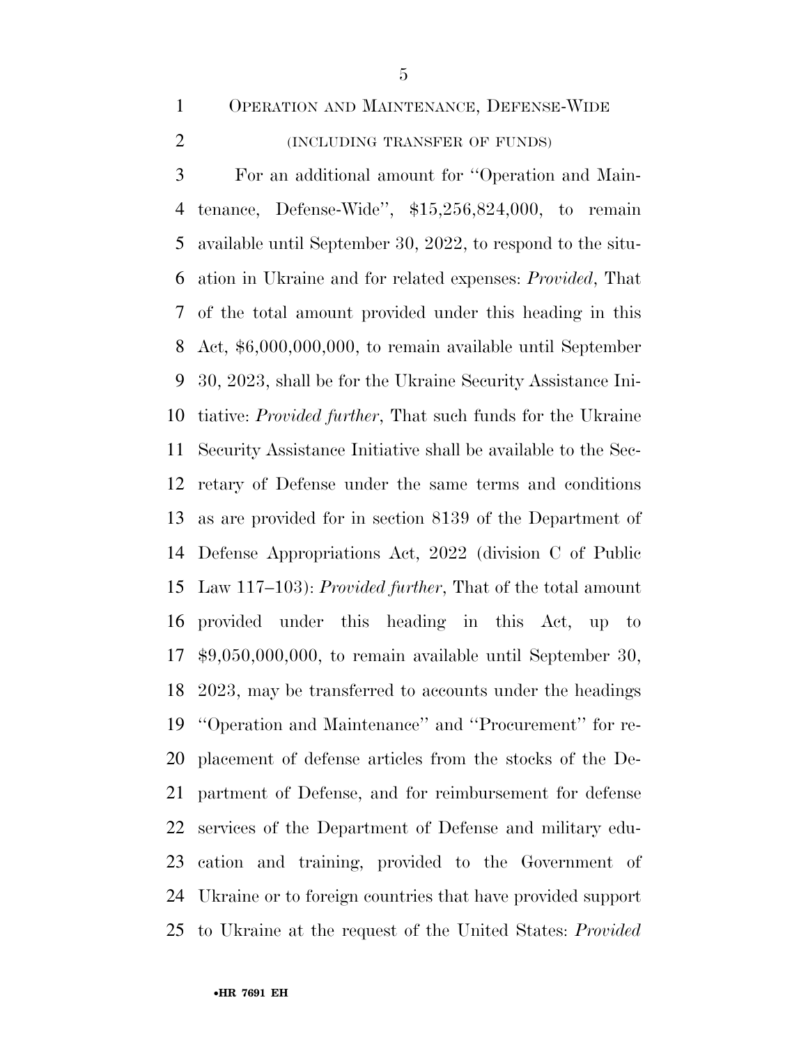OPERATION AND MAINTENANCE, DEFENSE-WIDE

(INCLUDING TRANSFER OF FUNDS)

For an additional amount for ''Operation and Maintenance, Defense-Wide'', $15,256,824,000, to remain available until September 30, 2022, to respond to the situation in Ukraine and for related expenses: *Provided*, That of the total amount provided under this heading in this Act, $6,000,000,000, to remain available until September 30, 2023, shall be for the Ukraine Security Assistance Initiative: *Provided further*, That such funds for the Ukraine Security Assistance Initiative shall be available to the Secretary of Defense under the same terms and conditions as are provided for in section 8139 of the Department of Defense Appropriations Act, 2022 (division C of Public Law 117–103): *Provided further*, That of the total amount provided under this heading in this Act, up to $9,050,000,000, to remain available until September 30, 2023, may be transferred to accounts under the headings ''Operation and Maintenance'' and ''Procurement'' for replacement of defense articles from the stocks of the Department of Defense, and for reimbursement for defense services of the Department of Defense and military education and training, provided to the Government of Ukraine or to foreign countries that have provided support to Ukraine at the request of the United States: *Provided*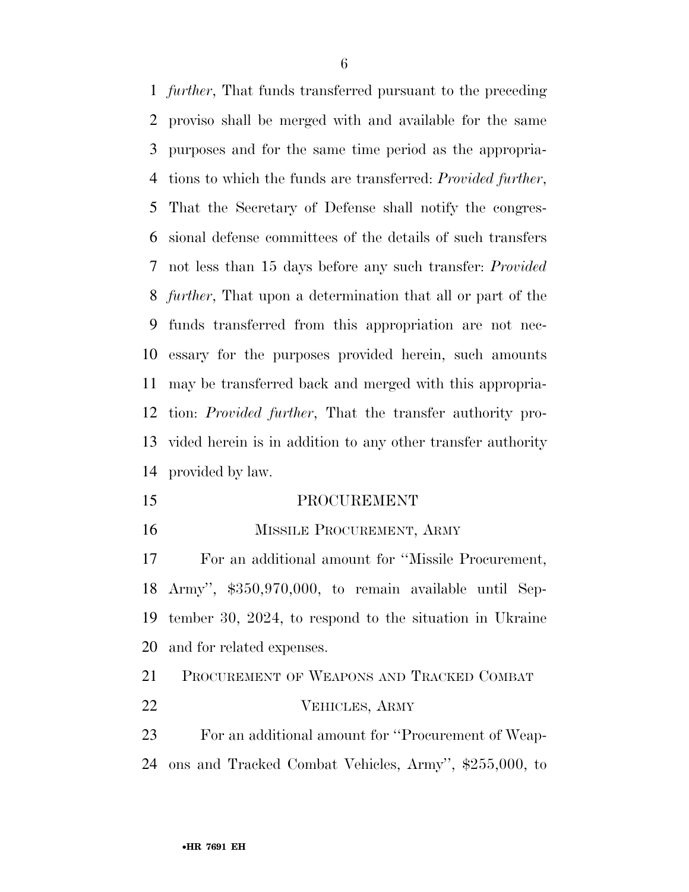*further*, That funds transferred pursuant to the preceding proviso shall be merged with and available for the same purposes and for the same time period as the appropriations to which the funds are transferred: *Provided further*, That the Secretary of Defense shall notify the congressional defense committees of the details of such transfers not less than 15 days before any such transfer: *Provided further*, That upon a determination that all or part of the funds transferred from this appropriation are not necessary for the purposes provided herein, such amounts may be transferred back and merged with this appropriation: *Provided further*, That the transfer authority provided herein is in addition to any other transfer authority provided by law.

## PROCUREMENT

### MISSILE PROCUREMENT, ARMY

For an additional amount for ''Missile Procurement, Army'', $350,970,000, to remain available until September 30, 2024, to respond to the situation in Ukraine and for related expenses.

### PROCUREMENT OF WEAPONS AND TRACKED COMBAT VEHICLES, ARMY

For an additional amount for ''Procurement of Weapons and Tracked Combat Vehicles, Army'', $255,000, to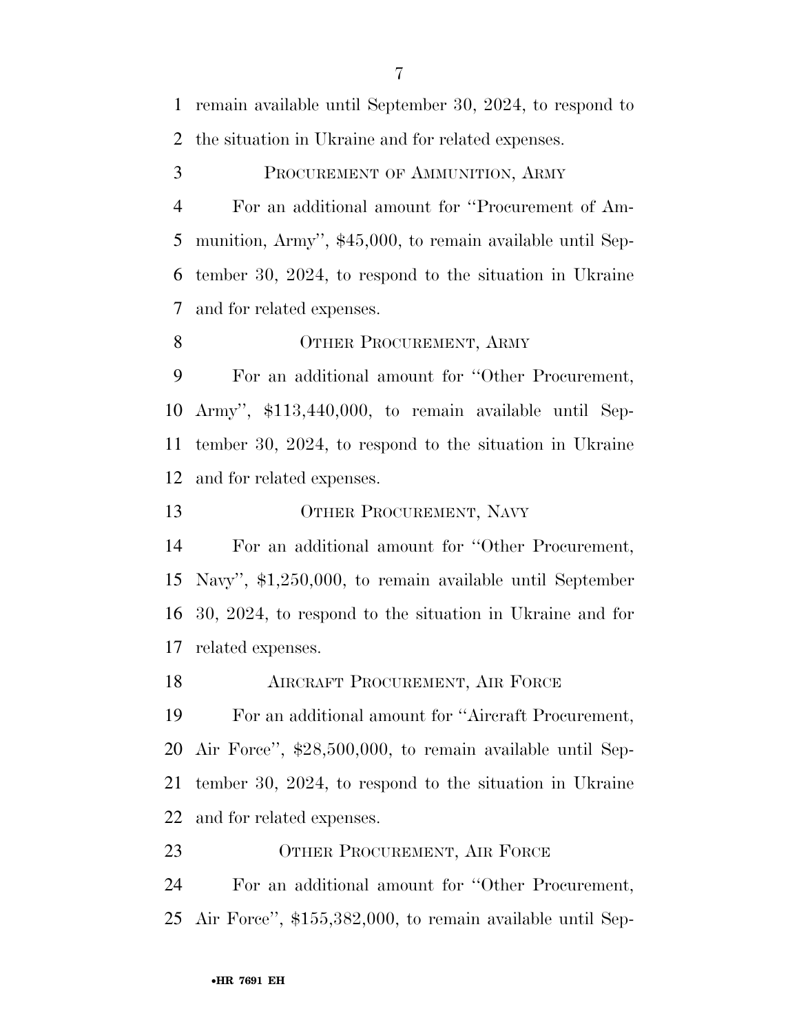remain available until September 30, 2024, to respond to the situation in Ukraine and for related expenses.

PROCUREMENT OF AMMUNITION, ARMY

For an additional amount for ''Procurement of Ammunition, Army'', $45,000, to remain available until September 30, 2024, to respond to the situation in Ukraine and for related expenses.

OTHER PROCUREMENT, ARMY

For an additional amount for ''Other Procurement, Army'', $113,440,000, to remain available until September 30, 2024, to respond to the situation in Ukraine and for related expenses.

OTHER PROCUREMENT, NAVY

For an additional amount for ''Other Procurement, Navy'', $1,250,000, to remain available until September 30, 2024, to respond to the situation in Ukraine and for related expenses.

AIRCRAFT PROCUREMENT, AIR FORCE

For an additional amount for ''Aircraft Procurement, Air Force'', $28,500,000, to remain available until September 30, 2024, to respond to the situation in Ukraine and for related expenses.

OTHER PROCUREMENT, AIR FORCE

For an additional amount for ''Other Procurement, Air Force'', $155,382,000, to remain available until Sep-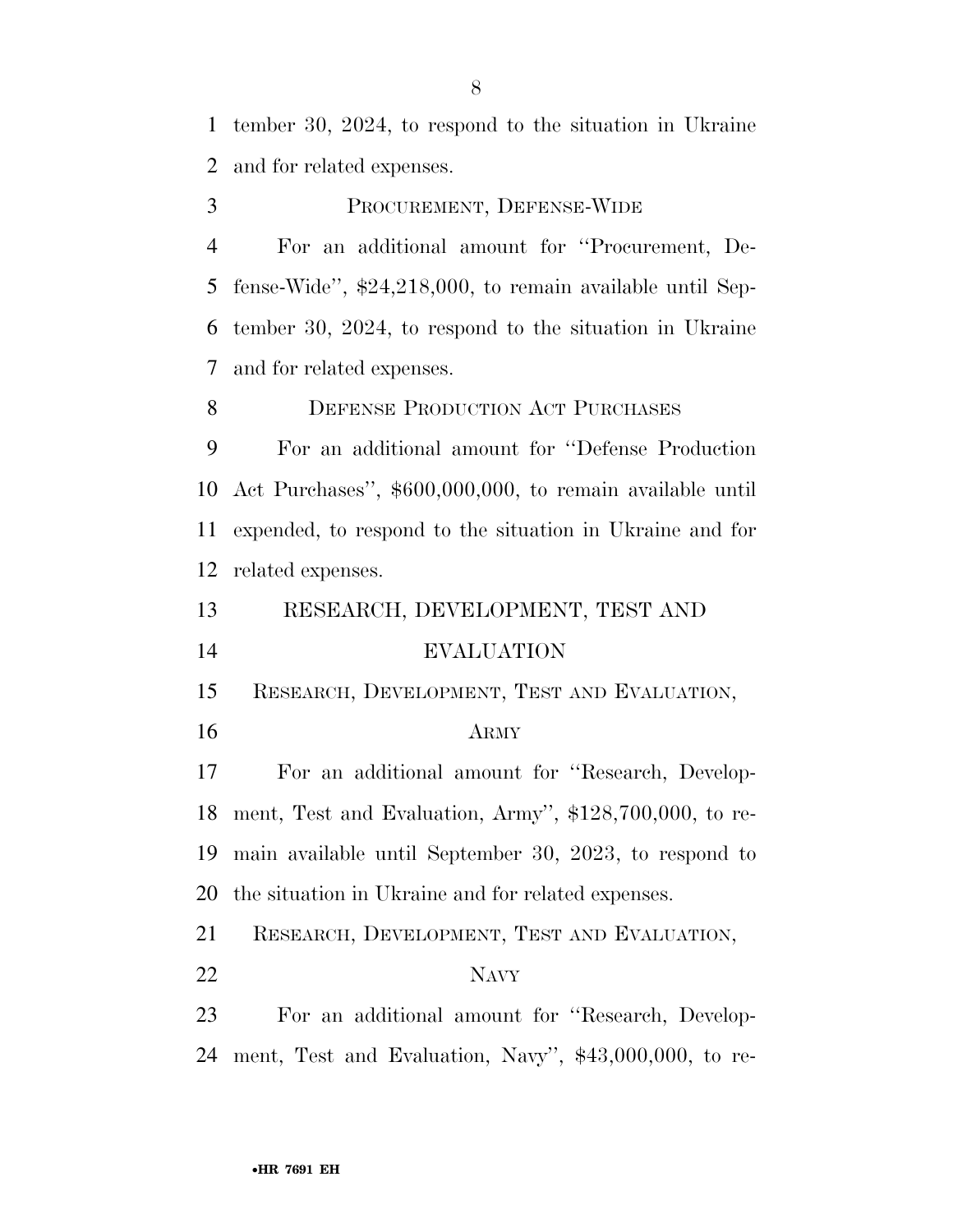tember 30, 2024, to respond to the situation in Ukraine and for related expenses.

PROCUREMENT, DEFENSE-WIDE

For an additional amount for ''Procurement, Defense-Wide'', $24,218,000, to remain available until September 30, 2024, to respond to the situation in Ukraine and for related expenses.

DEFENSE PRODUCTION ACT PURCHASES

For an additional amount for ''Defense Production Act Purchases'', $600,000,000, to remain available until expended, to respond to the situation in Ukraine and for related expenses.

## RESEARCH, DEVELOPMENT, TEST AND EVALUATION

RESEARCH, DEVELOPMENT, TEST AND EVALUATION, ARMY

For an additional amount for ''Research, Development, Test and Evaluation, Army'', $128,700,000, to remain available until September 30, 2023, to respond to the situation in Ukraine and for related expenses.

RESEARCH, DEVELOPMENT, TEST AND EVALUATION, NAVY

For an additional amount for ''Research, Development, Test and Evaluation, Navy'', $43,000,000, to re-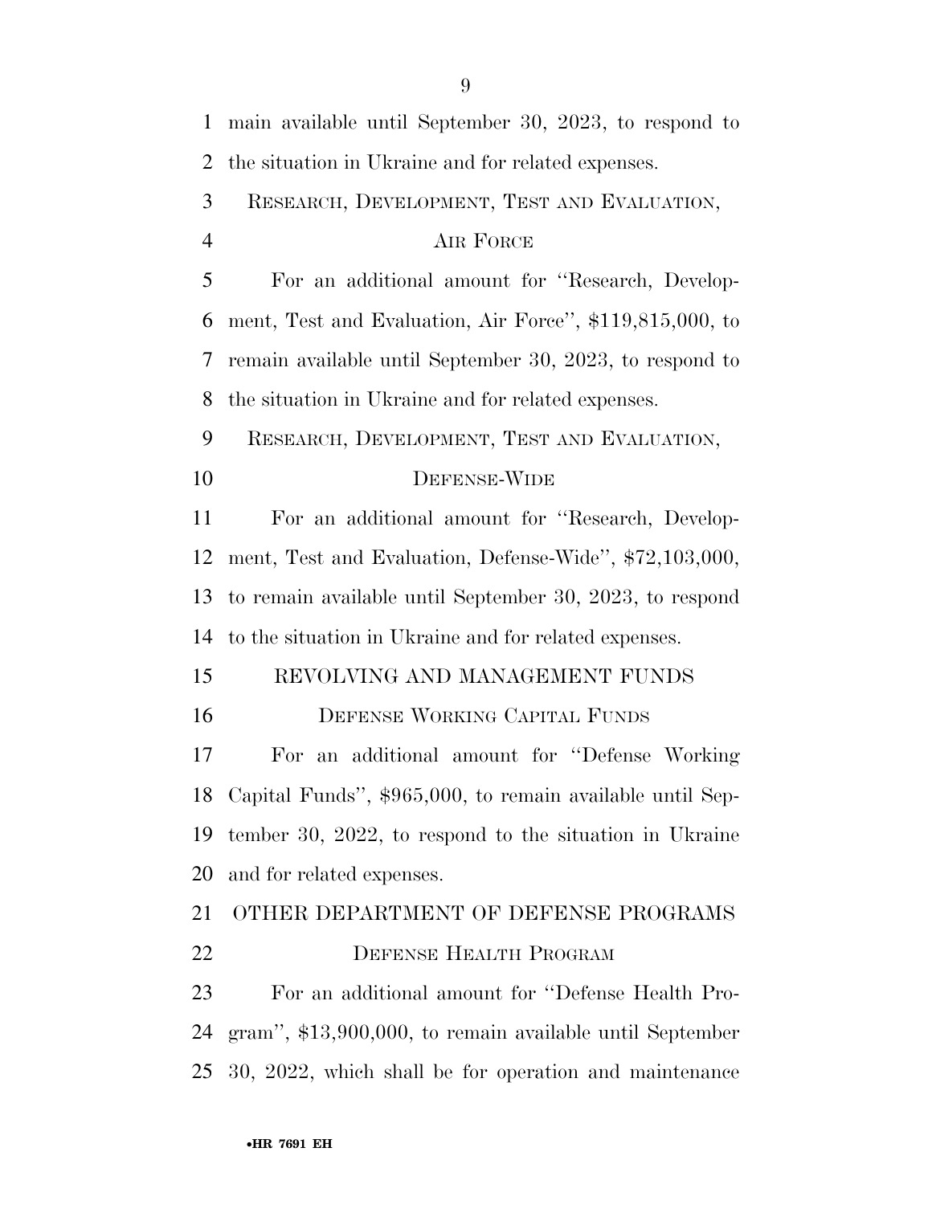main available until September 30, 2023, to respond to the situation in Ukraine and for related expenses.

RESEARCH, DEVELOPMENT, TEST AND EVALUATION, AIR FORCE

For an additional amount for ''Research, Development, Test and Evaluation, Air Force'', $119,815,000, to remain available until September 30, 2023, to respond to the situation in Ukraine and for related expenses.

RESEARCH, DEVELOPMENT, TEST AND EVALUATION, DEFENSE-WIDE

For an additional amount for ''Research, Development, Test and Evaluation, Defense-Wide'', $72,103,000, to remain available until September 30, 2023, to respond to the situation in Ukraine and for related expenses.

REVOLVING AND MANAGEMENT FUNDS

DEFENSE WORKING CAPITAL FUNDS

For an additional amount for ''Defense Working Capital Funds'', $965,000, to remain available until September 30, 2022, to respond to the situation in Ukraine and for related expenses.

OTHER DEPARTMENT OF DEFENSE PROGRAMS

DEFENSE HEALTH PROGRAM

For an additional amount for ''Defense Health Program'', $13,900,000, to remain available until September 30, 2022, which shall be for operation and maintenance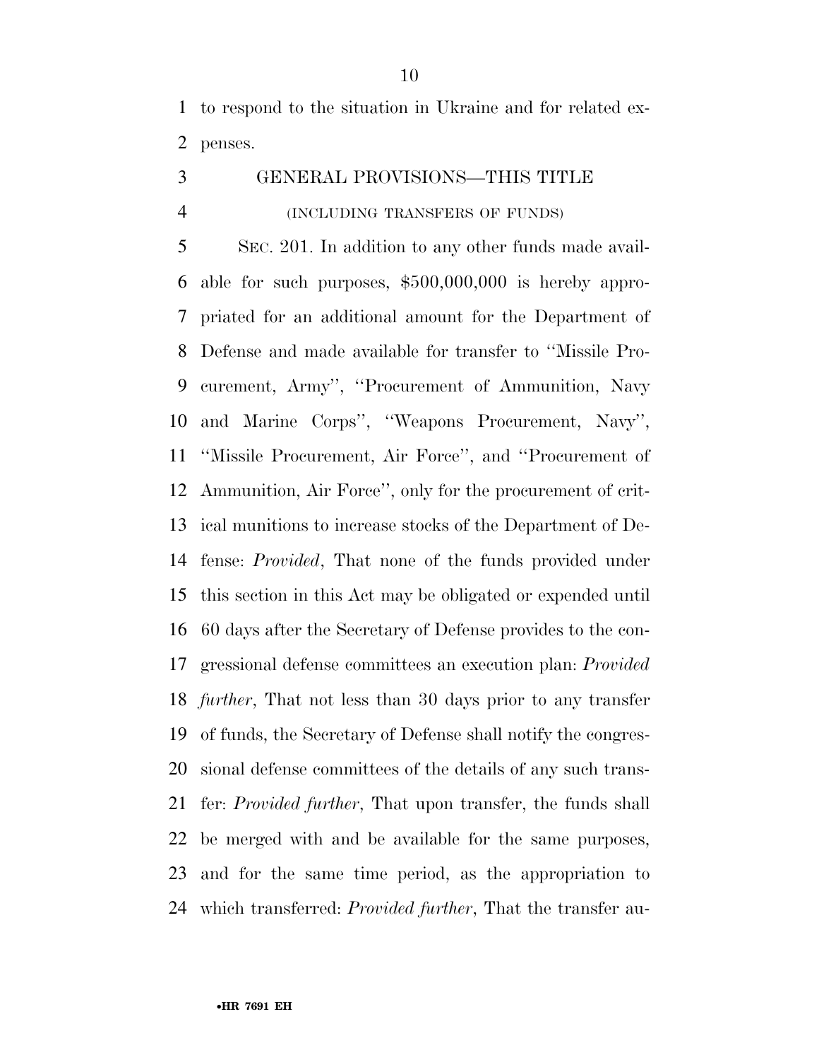to respond to the situation in Ukraine and for related expenses.

## GENERAL PROVISIONS—THIS TITLE

(INCLUDING TRANSFERS OF FUNDS)

SEC. 201. In addition to any other funds made available for such purposes, $500,000,000 is hereby appropriated for an additional amount for the Department of Defense and made available for transfer to ''Missile Procurement, Army'', ''Procurement of Ammunition, Navy and Marine Corps'', ''Weapons Procurement, Navy'', ''Missile Procurement, Air Force'', and ''Procurement of Ammunition, Air Force'', only for the procurement of critical munitions to increase stocks of the Department of Defense: *Provided*, That none of the funds provided under this section in this Act may be obligated or expended until 60 days after the Secretary of Defense provides to the congressional defense committees an execution plan: *Provided further*, That not less than 30 days prior to any transfer of funds, the Secretary of Defense shall notify the congressional defense committees of the details of any such transfer: *Provided further*, That upon transfer, the funds shall be merged with and be available for the same purposes, and for the same time period, as the appropriation to which transferred: *Provided further*, That the transfer au-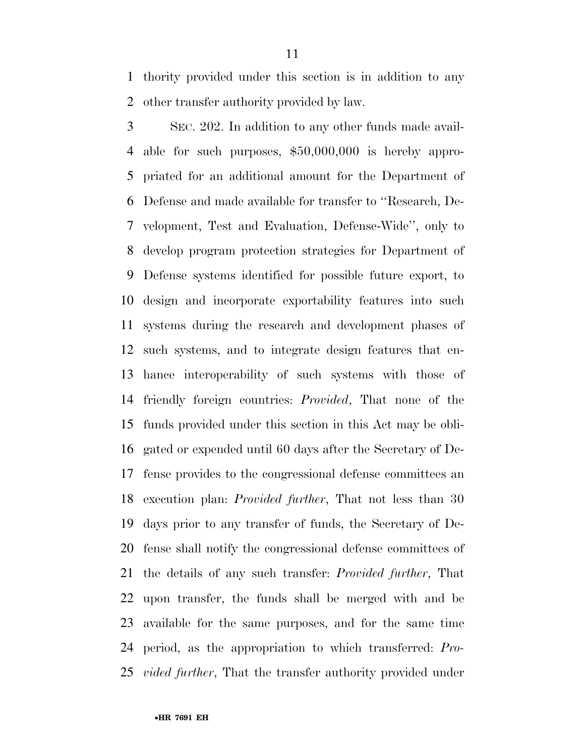thority provided under this section is in addition to any other transfer authority provided by law.

SEC. 202. In addition to any other funds made available for such purposes, $50,000,000 is hereby appropriated for an additional amount for the Department of Defense and made available for transfer to ''Research, Development, Test and Evaluation, Defense-Wide'', only to develop program protection strategies for Department of Defense systems identified for possible future export, to design and incorporate exportability features into such systems during the research and development phases of such systems, and to integrate design features that enhance interoperability of such systems with those of friendly foreign countries: *Provided*, That none of the funds provided under this section in this Act may be obligated or expended until 60 days after the Secretary of Defense provides to the congressional defense committees an execution plan: *Provided further*, That not less than 30 days prior to any transfer of funds, the Secretary of Defense shall notify the congressional defense committees of the details of any such transfer: *Provided further*, That upon transfer, the funds shall be merged with and be available for the same purposes, and for the same time period, as the appropriation to which transferred: *Provided further*, That the transfer authority provided under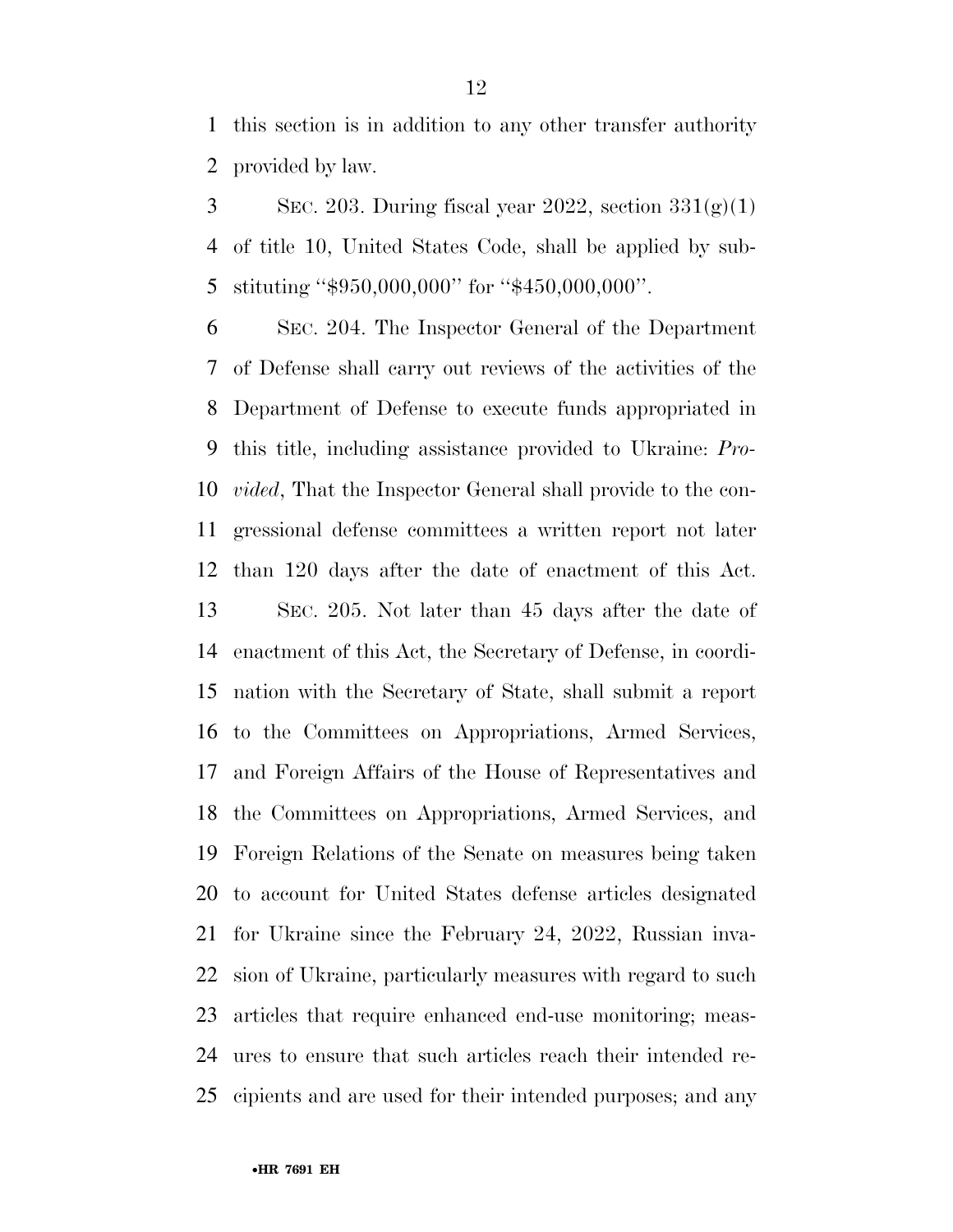this section is in addition to any other transfer authority provided by law.

SEC. 203. During fiscal year 2022, section 331(g)(1) of title 10, United States Code, shall be applied by substituting ''$950,000,000'' for ''$450,000,000''.

SEC. 204. The Inspector General of the Department of Defense shall carry out reviews of the activities of the Department of Defense to execute funds appropriated in this title, including assistance provided to Ukraine: *Provided*, That the Inspector General shall provide to the congressional defense committees a written report not later than 120 days after the date of enactment of this Act.

SEC. 205. Not later than 45 days after the date of enactment of this Act, the Secretary of Defense, in coordination with the Secretary of State, shall submit a report to the Committees on Appropriations, Armed Services, and Foreign Affairs of the House of Representatives and the Committees on Appropriations, Armed Services, and Foreign Relations of the Senate on measures being taken to account for United States defense articles designated for Ukraine since the February 24, 2022, Russian invasion of Ukraine, particularly measures with regard to such articles that require enhanced end-use monitoring; measures to ensure that such articles reach their intended recipients and are used for their intended purposes; and any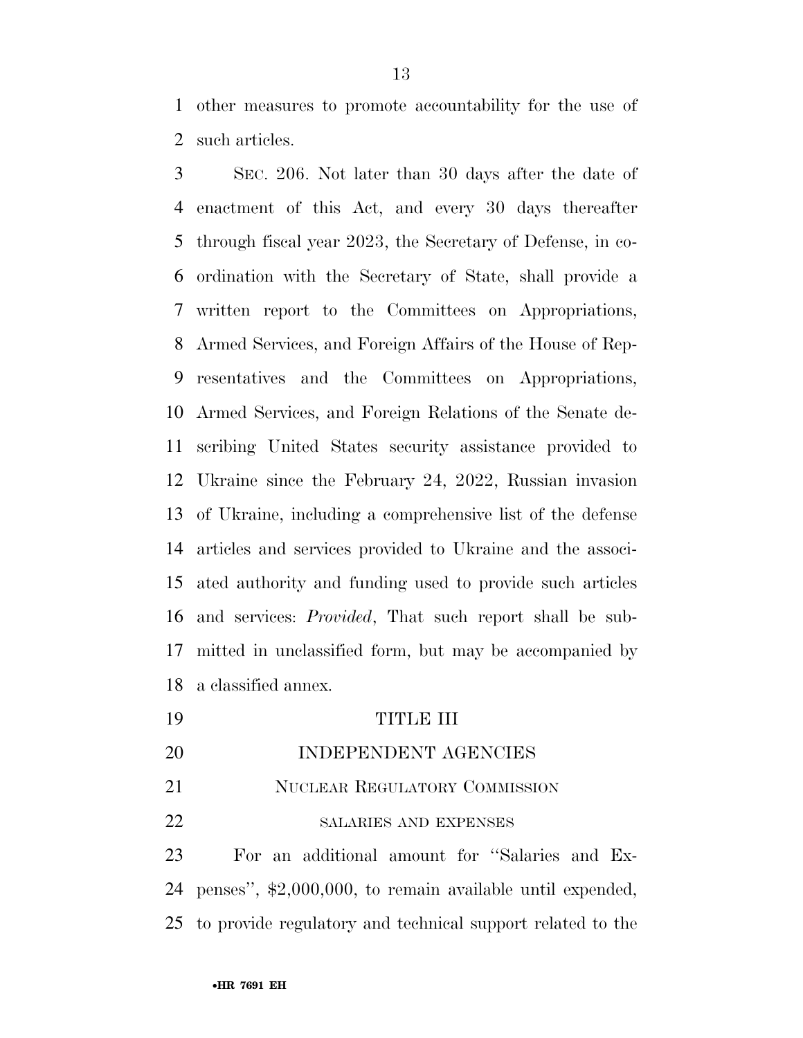other measures to promote accountability for the use of such articles.

SEC. 206. Not later than 30 days after the date of enactment of this Act, and every 30 days thereafter through fiscal year 2023, the Secretary of Defense, in coordination with the Secretary of State, shall provide a written report to the Committees on Appropriations, Armed Services, and Foreign Affairs of the House of Representatives and the Committees on Appropriations, Armed Services, and Foreign Relations of the Senate describing United States security assistance provided to Ukraine since the February 24, 2022, Russian invasion of Ukraine, including a comprehensive list of the defense articles and services provided to Ukraine and the associated authority and funding used to provide such articles and services: *Provided*, That such report shall be submitted in unclassified form, but may be accompanied by a classified annex.

## TITLE III

## INDEPENDENT AGENCIES

### NUCLEAR REGULATORY COMMISSION

#### SALARIES AND EXPENSES

For an additional amount for ''Salaries and Expenses'', $2,000,000, to remain available until expended, to provide regulatory and technical support related to the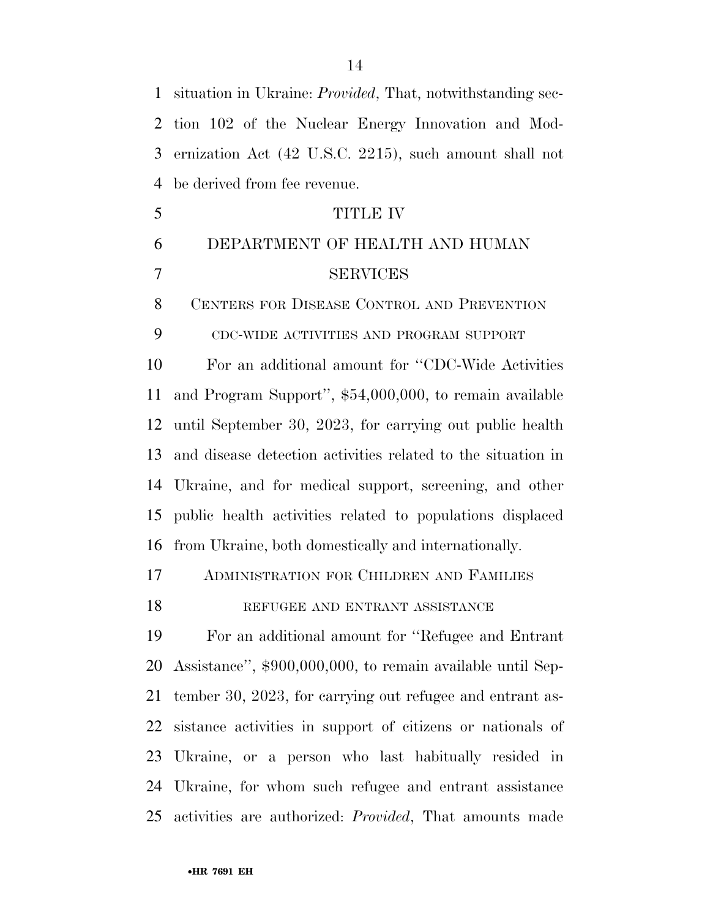situation in Ukraine: *Provided*, That, notwithstanding section 102 of the Nuclear Energy Innovation and Modernization Act (42 U.S.C. 2215), such amount shall not be derived from fee revenue.

# TITLE IV

# DEPARTMENT OF HEALTH AND HUMAN SERVICES

## Centers for Disease Control and Prevention

### cdc-wide activities and program support

For an additional amount for ''CDC-Wide Activities and Program Support'', $54,000,000, to remain available until September 30, 2023, for carrying out public health and disease detection activities related to the situation in Ukraine, and for medical support, screening, and other public health activities related to populations displaced from Ukraine, both domestically and internationally.

## Administration for Children and Families

### refugee and entrant assistance

For an additional amount for ''Refugee and Entrant Assistance'', $900,000,000, to remain available until September 30, 2023, for carrying out refugee and entrant assistance activities in support of citizens or nationals of Ukraine, or a person who last habitually resided in Ukraine, for whom such refugee and entrant assistance activities are authorized: *Provided*, That amounts made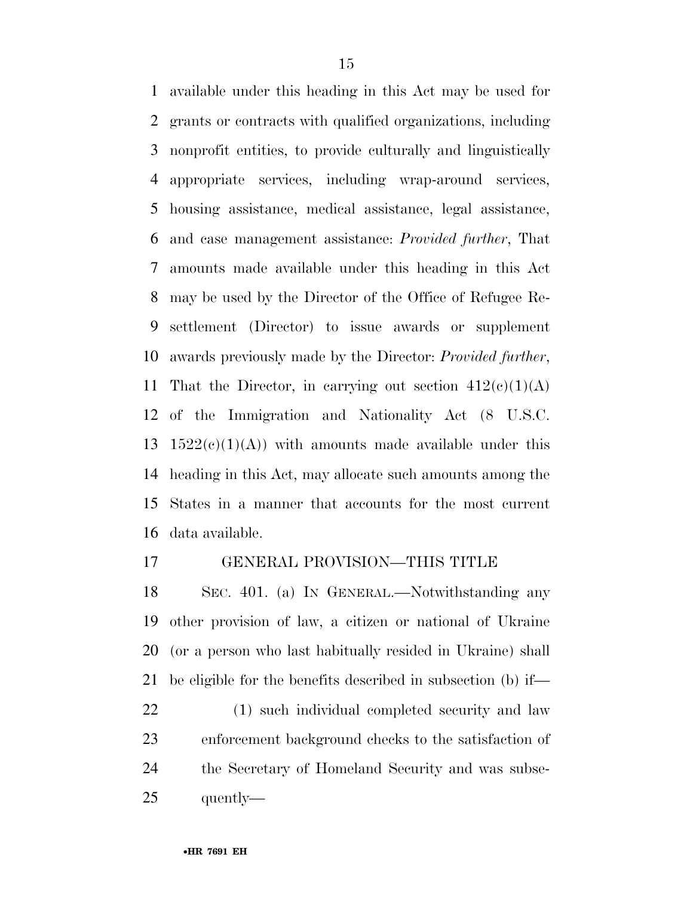available under this heading in this Act may be used for grants or contracts with qualified organizations, including nonprofit entities, to provide culturally and linguistically appropriate services, including wrap-around services, housing assistance, medical assistance, legal assistance, and case management assistance: *Provided further*, That amounts made available under this heading in this Act may be used by the Director of the Office of Refugee Resettlement (Director) to issue awards or supplement awards previously made by the Director: *Provided further*, That the Director, in carrying out section 412(c)(1)(A) of the Immigration and Nationality Act (8 U.S.C. 1522(c)(1)(A)) with amounts made available under this heading in this Act, may allocate such amounts among the States in a manner that accounts for the most current data available.

GENERAL PROVISION—THIS TITLE

SEC. 401. (a) IN GENERAL.—Notwithstanding any other provision of law, a citizen or national of Ukraine (or a person who last habitually resided in Ukraine) shall be eligible for the benefits described in subsection (b) if—

(1) such individual completed security and law enforcement background checks to the satisfaction of the Secretary of Homeland Security and was subsequently—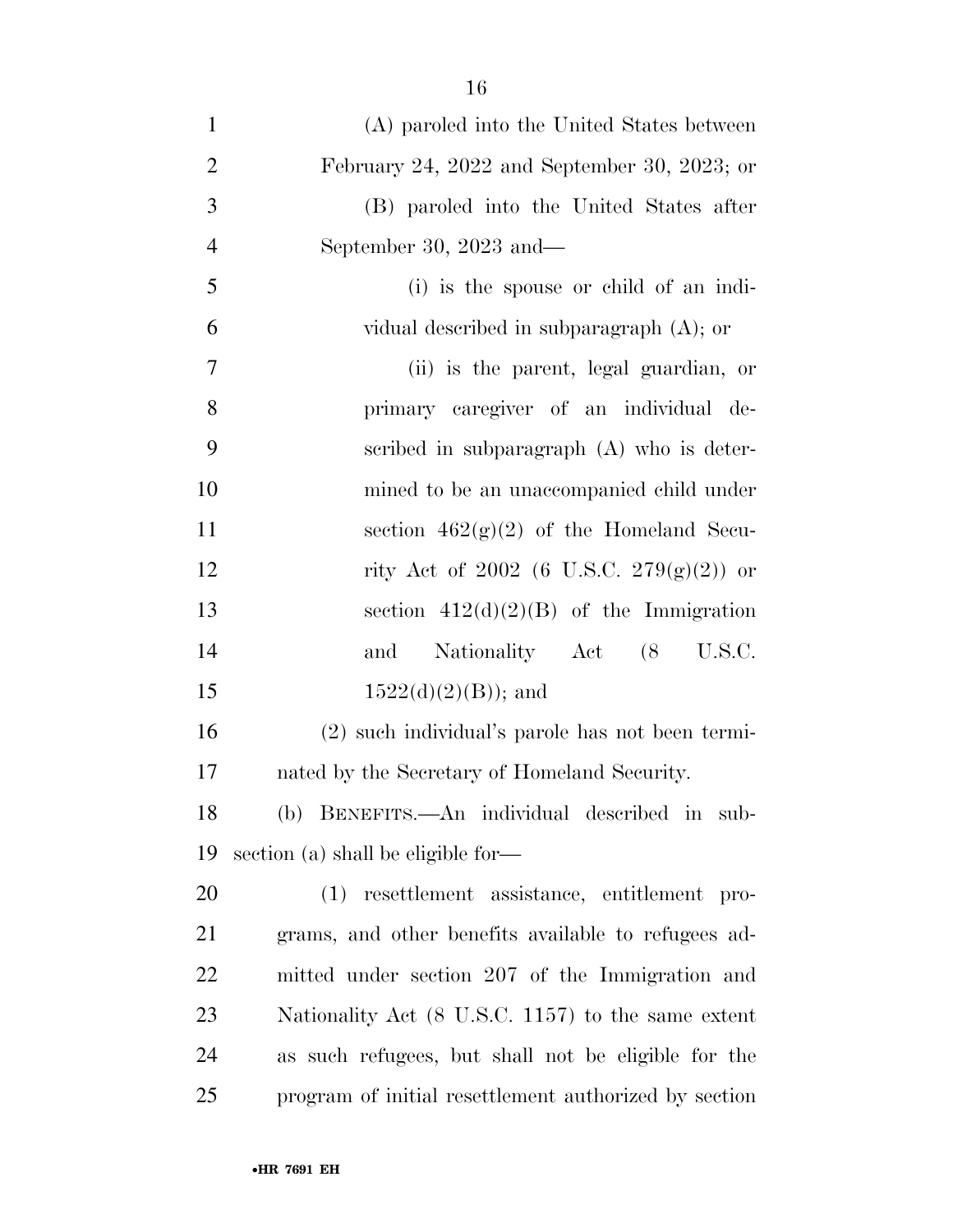(A) paroled into the United States between February 24, 2022 and September 30, 2023; or

(B) paroled into the United States after September 30, 2023 and—

(i) is the spouse or child of an individual described in subparagraph (A); or

(ii) is the parent, legal guardian, or primary caregiver of an individual described in subparagraph (A) who is determined to be an unaccompanied child under section 462(g)(2) of the Homeland Security Act of 2002 (6 U.S.C. 279(g)(2)) or section 412(d)(2)(B) of the Immigration and Nationality Act (8 U.S.C. 1522(d)(2)(B)); and

(2) such individual's parole has not been terminated by the Secretary of Homeland Security.

(b) BENEFITS.—An individual described in subsection (a) shall be eligible for—

(1) resettlement assistance, entitlement programs, and other benefits available to refugees admitted under section 207 of the Immigration and Nationality Act (8 U.S.C. 1157) to the same extent as such refugees, but shall not be eligible for the program of initial resettlement authorized by section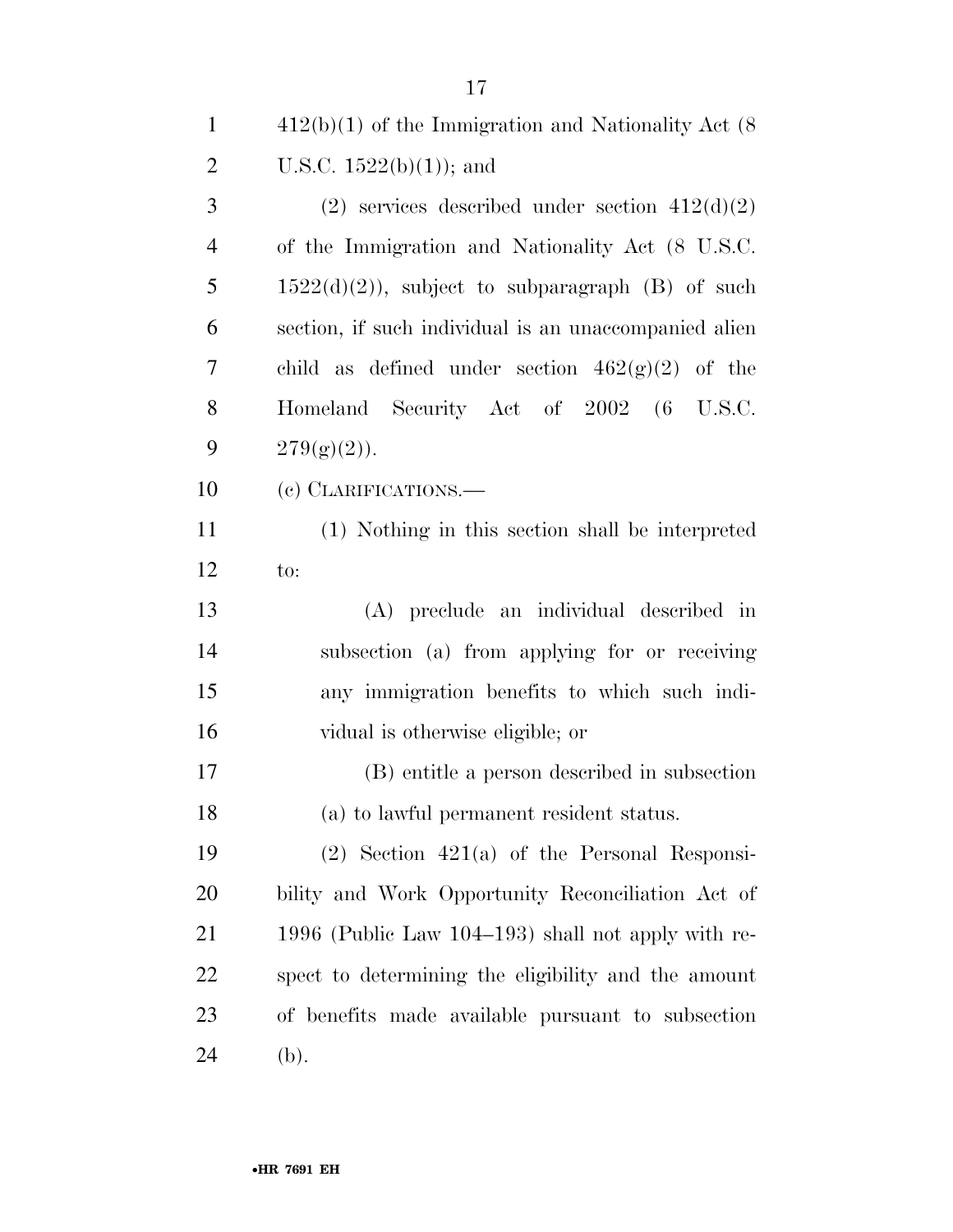412(b)(1) of the Immigration and Nationality Act (8 U.S.C. 1522(b)(1)); and

(2) services described under section 412(d)(2) of the Immigration and Nationality Act (8 U.S.C. 1522(d)(2)), subject to subparagraph (B) of such section, if such individual is an unaccompanied alien child as defined under section 462(g)(2) of the Homeland Security Act of 2002 (6 U.S.C. 279(g)(2)).

(c) CLARIFICATIONS.—

(1) Nothing in this section shall be interpreted to:

(A) preclude an individual described in subsection (a) from applying for or receiving any immigration benefits to which such individual is otherwise eligible; or

(B) entitle a person described in subsection (a) to lawful permanent resident status.

(2) Section 421(a) of the Personal Responsibility and Work Opportunity Reconciliation Act of 1996 (Public Law 104–193) shall not apply with respect to determining the eligibility and the amount of benefits made available pursuant to subsection (b).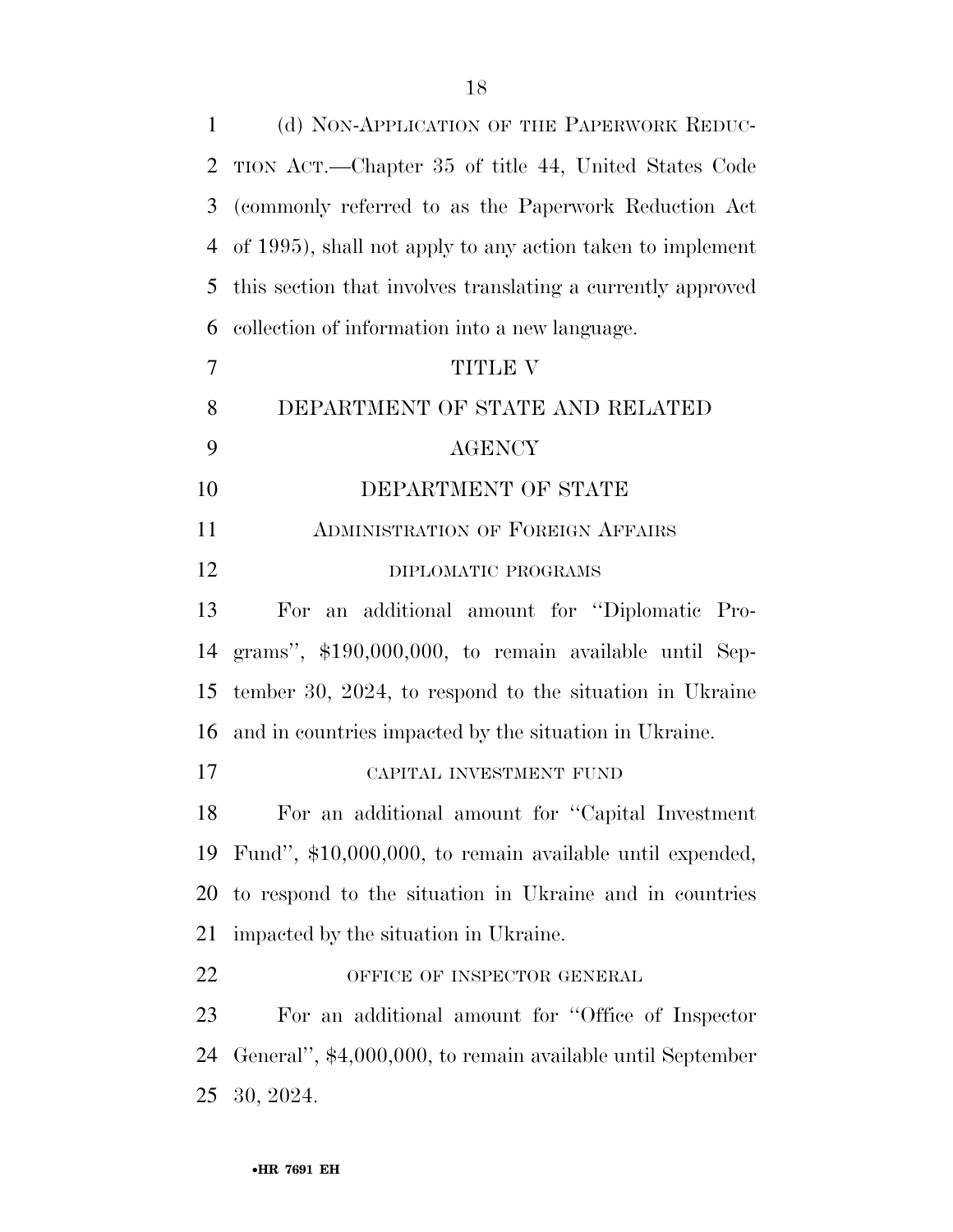(d) NON-APPLICATION OF THE PAPERWORK REDUCTION ACT.—Chapter 35 of title 44, United States Code (commonly referred to as the Paperwork Reduction Act of 1995), shall not apply to any action taken to implement this section that involves translating a currently approved collection of information into a new language.

# TITLE V

# DEPARTMENT OF STATE AND RELATED AGENCY

## DEPARTMENT OF STATE

### ADMINISTRATION OF FOREIGN AFFAIRS

#### DIPLOMATIC PROGRAMS

For an additional amount for ''Diplomatic Programs'', $190,000,000, to remain available until September 30, 2024, to respond to the situation in Ukraine and in countries impacted by the situation in Ukraine.

#### CAPITAL INVESTMENT FUND

For an additional amount for ''Capital Investment Fund'', $10,000,000, to remain available until expended, to respond to the situation in Ukraine and in countries impacted by the situation in Ukraine.

#### OFFICE OF INSPECTOR GENERAL

For an additional amount for ''Office of Inspector General'', $4,000,000, to remain available until September 30, 2024.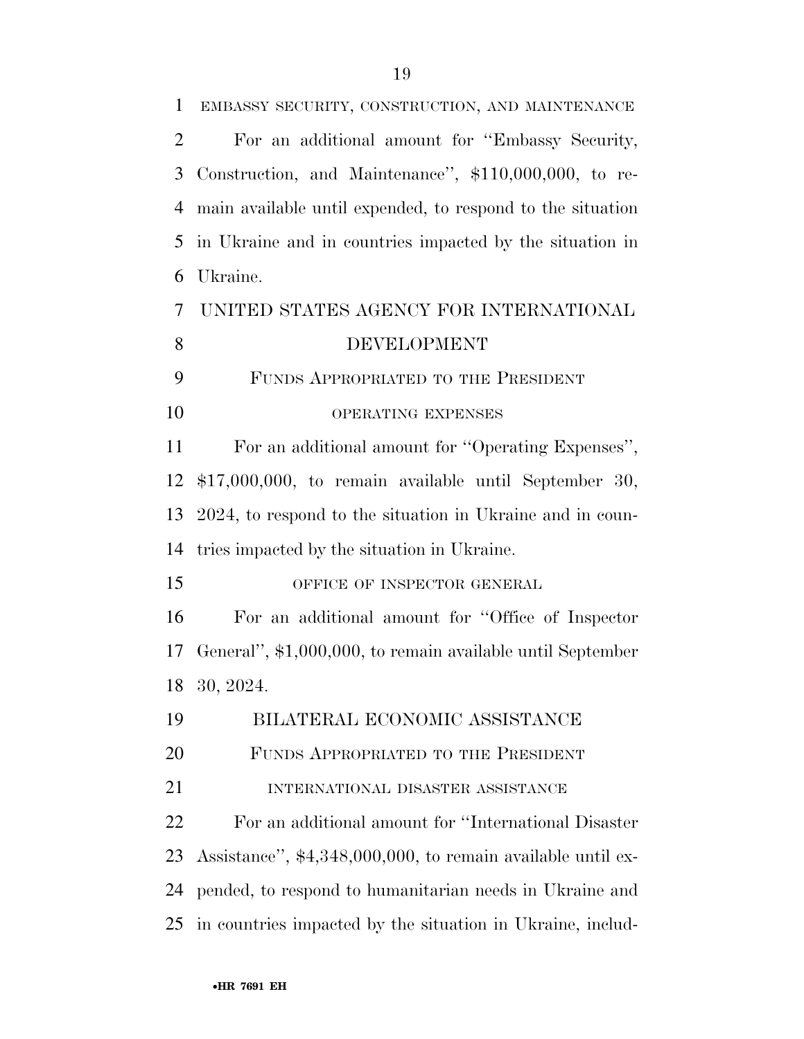EMBASSY SECURITY, CONSTRUCTION, AND MAINTENANCE

For an additional amount for ''Embassy Security, Construction, and Maintenance'', $110,000,000, to remain available until expended, to respond to the situation in Ukraine and in countries impacted by the situation in Ukraine.

## UNITED STATES AGENCY FOR INTERNATIONAL DEVELOPMENT

### FUNDS APPROPRIATED TO THE PRESIDENT

OPERATING EXPENSES

For an additional amount for ''Operating Expenses'', $17,000,000, to remain available until September 30, 2024, to respond to the situation in Ukraine and in countries impacted by the situation in Ukraine.

OFFICE OF INSPECTOR GENERAL

For an additional amount for ''Office of Inspector General'', $1,000,000, to remain available until September 30, 2024.

## BILATERAL ECONOMIC ASSISTANCE

### FUNDS APPROPRIATED TO THE PRESIDENT

INTERNATIONAL DISASTER ASSISTANCE

For an additional amount for ''International Disaster Assistance'', $4,348,000,000, to remain available until expended, to respond to humanitarian needs in Ukraine and in countries impacted by the situation in Ukraine, includ-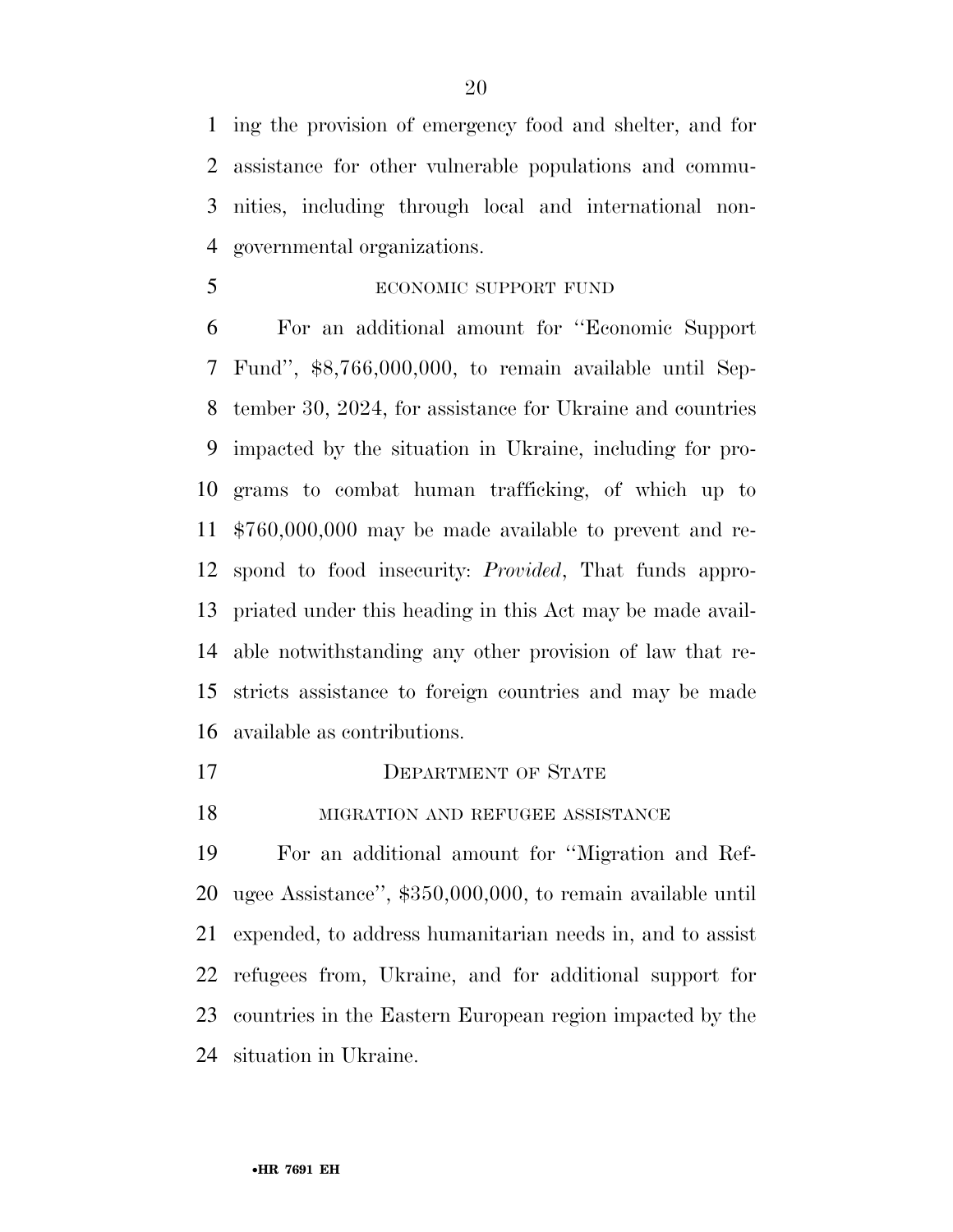ing the provision of emergency food and shelter, and for assistance for other vulnerable populations and communities, including through local and international nongovernmental organizations.

ECONOMIC SUPPORT FUND

For an additional amount for ''Economic Support Fund'', $8,766,000,000, to remain available until September 30, 2024, for assistance for Ukraine and countries impacted by the situation in Ukraine, including for programs to combat human trafficking, of which up to $760,000,000 may be made available to prevent and respond to food insecurity: *Provided*, That funds appropriated under this heading in this Act may be made available notwithstanding any other provision of law that restricts assistance to foreign countries and may be made available as contributions.

DEPARTMENT OF STATE

MIGRATION AND REFUGEE ASSISTANCE

For an additional amount for ''Migration and Refugee Assistance'', $350,000,000, to remain available until expended, to address humanitarian needs in, and to assist refugees from, Ukraine, and for additional support for countries in the Eastern European region impacted by the situation in Ukraine.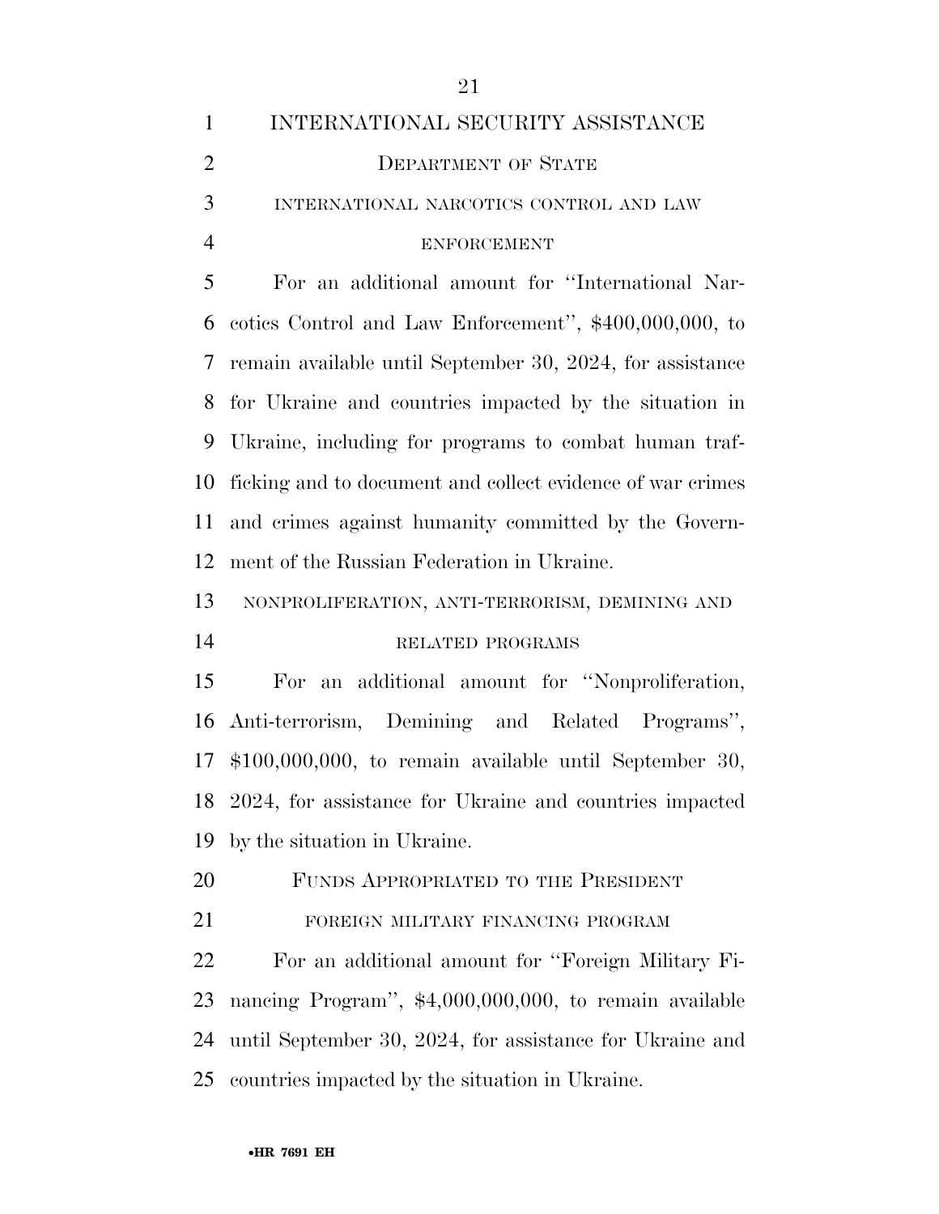# INTERNATIONAL SECURITY ASSISTANCE

## DEPARTMENT OF STATE

### INTERNATIONAL NARCOTICS CONTROL AND LAW ENFORCEMENT

For an additional amount for ''International Narcotics Control and Law Enforcement'', $400,000,000, to remain available until September 30, 2024, for assistance for Ukraine and countries impacted by the situation in Ukraine, including for programs to combat human trafficking and to document and collect evidence of war crimes and crimes against humanity committed by the Government of the Russian Federation in Ukraine.

### NONPROLIFERATION, ANTI-TERRORISM, DEMINING AND RELATED PROGRAMS

For an additional amount for ''Nonproliferation, Anti-terrorism, Demining and Related Programs'', $100,000,000, to remain available until September 30, 2024, for assistance for Ukraine and countries impacted by the situation in Ukraine.

## FUNDS APPROPRIATED TO THE PRESIDENT

### FOREIGN MILITARY FINANCING PROGRAM

For an additional amount for ''Foreign Military Financing Program'', $4,000,000,000, to remain available until September 30, 2024, for assistance for Ukraine and countries impacted by the situation in Ukraine.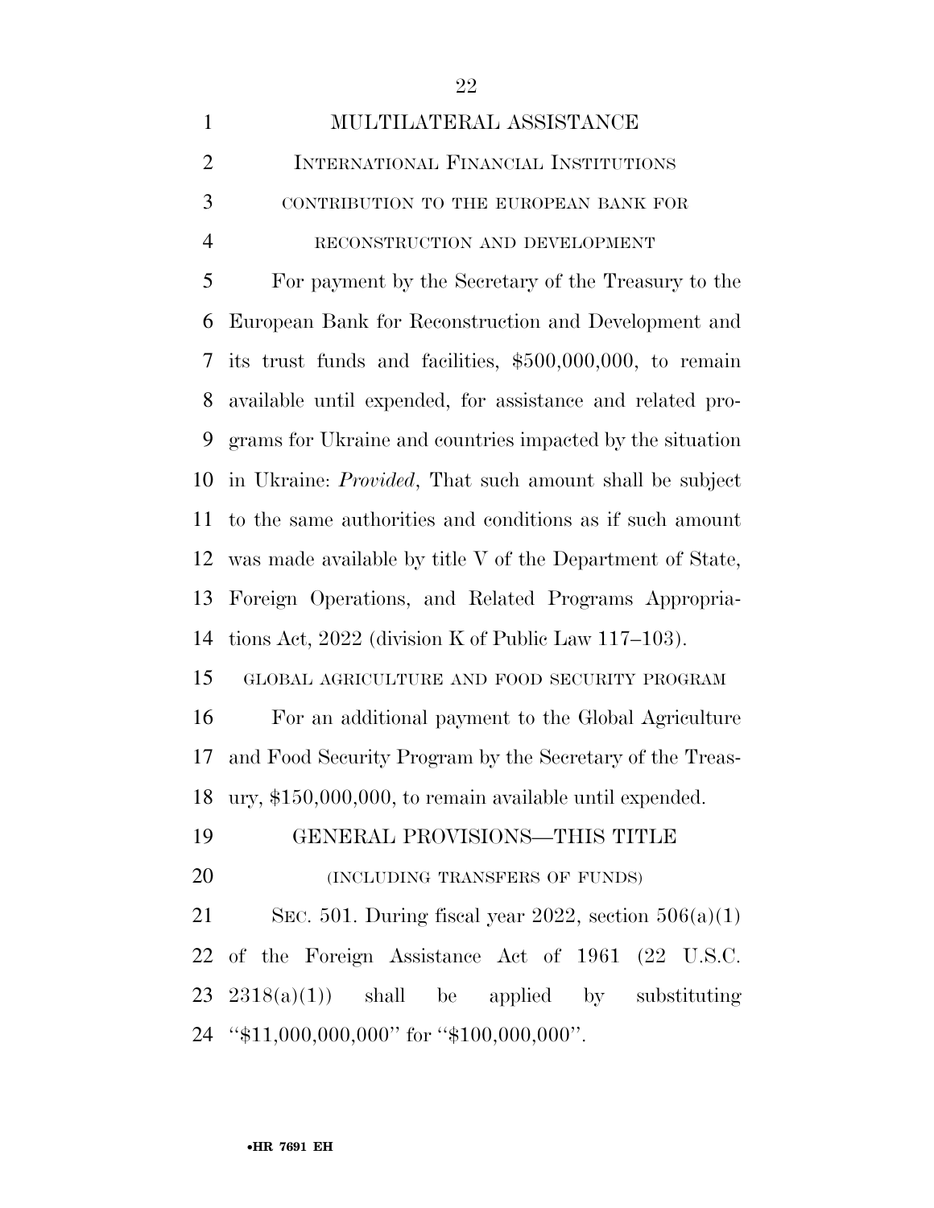## MULTILATERAL ASSISTANCE

### INTERNATIONAL FINANCIAL INSTITUTIONS

#### CONTRIBUTION TO THE EUROPEAN BANK FOR RECONSTRUCTION AND DEVELOPMENT

For payment by the Secretary of the Treasury to the European Bank for Reconstruction and Development and its trust funds and facilities, $500,000,000, to remain available until expended, for assistance and related programs for Ukraine and countries impacted by the situation in Ukraine: *Provided*, That such amount shall be subject to the same authorities and conditions as if such amount was made available by title V of the Department of State, Foreign Operations, and Related Programs Appropriations Act, 2022 (division K of Public Law 117–103).

#### GLOBAL AGRICULTURE AND FOOD SECURITY PROGRAM

For an additional payment to the Global Agriculture and Food Security Program by the Secretary of the Treasury, $150,000,000, to remain available until expended.

### GENERAL PROVISIONS—THIS TITLE

(INCLUDING TRANSFERS OF FUNDS)

SEC. 501. During fiscal year 2022, section 506(a)(1) of the Foreign Assistance Act of 1961 (22 U.S.C. 2318(a)(1)) shall be applied by substituting ''$11,000,000,000'' for ''$100,000,000''.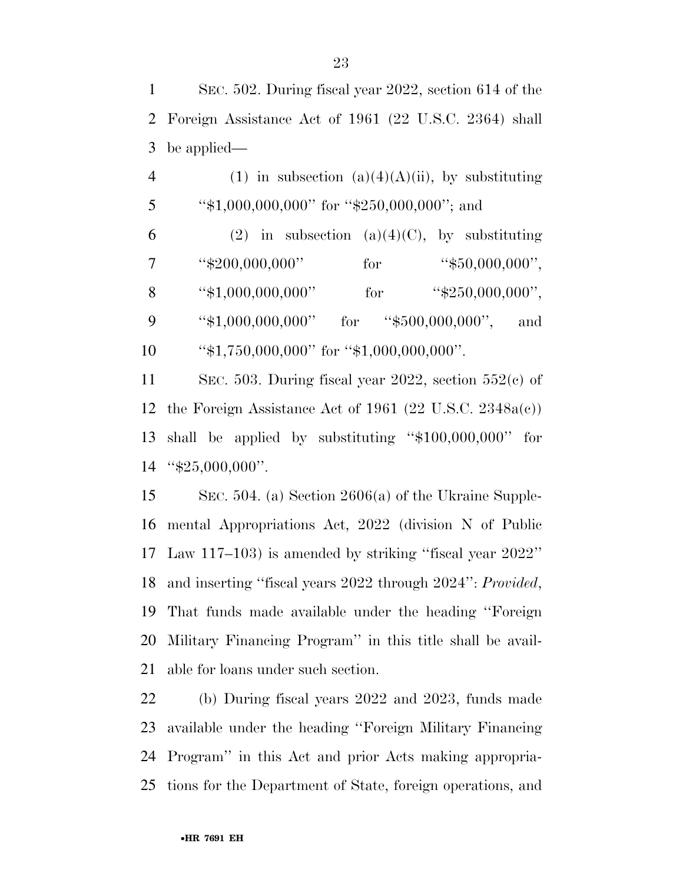SEC. 502. During fiscal year 2022, section 614 of the Foreign Assistance Act of 1961 (22 U.S.C. 2364) shall be applied—

(1) in subsection (a)(4)(A)(ii), by substituting ''$1,000,000,000'' for ''$250,000,000''; and

(2) in subsection (a)(4)(C), by substituting ''$200,000,000'' for ''$50,000,000'', ''$1,000,000,000'' for ''$250,000,000'', ''$1,000,000,000'' for ''$500,000,000'', and ''$1,750,000,000'' for ''$1,000,000,000''.

SEC. 503. During fiscal year 2022, section 552(c) of the Foreign Assistance Act of 1961 (22 U.S.C. 2348a(c)) shall be applied by substituting ''$100,000,000'' for ''$25,000,000''.

SEC. 504. (a) Section 2606(a) of the Ukraine Supplemental Appropriations Act, 2022 (division N of Public Law 117–103) is amended by striking ''fiscal year 2022'' and inserting ''fiscal years 2022 through 2024'': *Provided*, That funds made available under the heading ''Foreign Military Financing Program'' in this title shall be available for loans under such section.

(b) During fiscal years 2022 and 2023, funds made available under the heading ''Foreign Military Financing Program'' in this Act and prior Acts making appropriations for the Department of State, foreign operations, and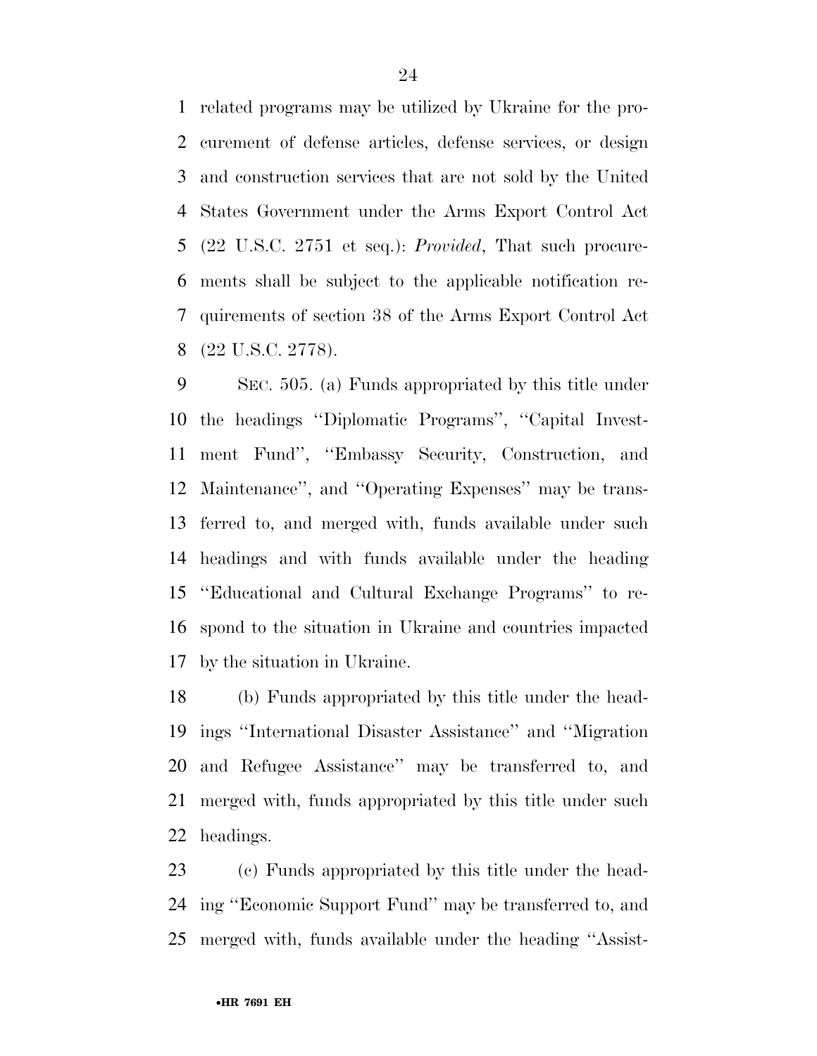related programs may be utilized by Ukraine for the procurement of defense articles, defense services, or design and construction services that are not sold by the United States Government under the Arms Export Control Act (22 U.S.C. 2751 et seq.): *Provided*, That such procurements shall be subject to the applicable notification requirements of section 38 of the Arms Export Control Act (22 U.S.C. 2778).

SEC. 505. (a) Funds appropriated by this title under the headings ''Diplomatic Programs'', ''Capital Investment Fund'', ''Embassy Security, Construction, and Maintenance'', and ''Operating Expenses'' may be transferred to, and merged with, funds available under such headings and with funds available under the heading ''Educational and Cultural Exchange Programs'' to respond to the situation in Ukraine and countries impacted by the situation in Ukraine.

(b) Funds appropriated by this title under the headings ''International Disaster Assistance'' and ''Migration and Refugee Assistance'' may be transferred to, and merged with, funds appropriated by this title under such headings.

(c) Funds appropriated by this title under the heading ''Economic Support Fund'' may be transferred to, and merged with, funds available under the heading ''Assist-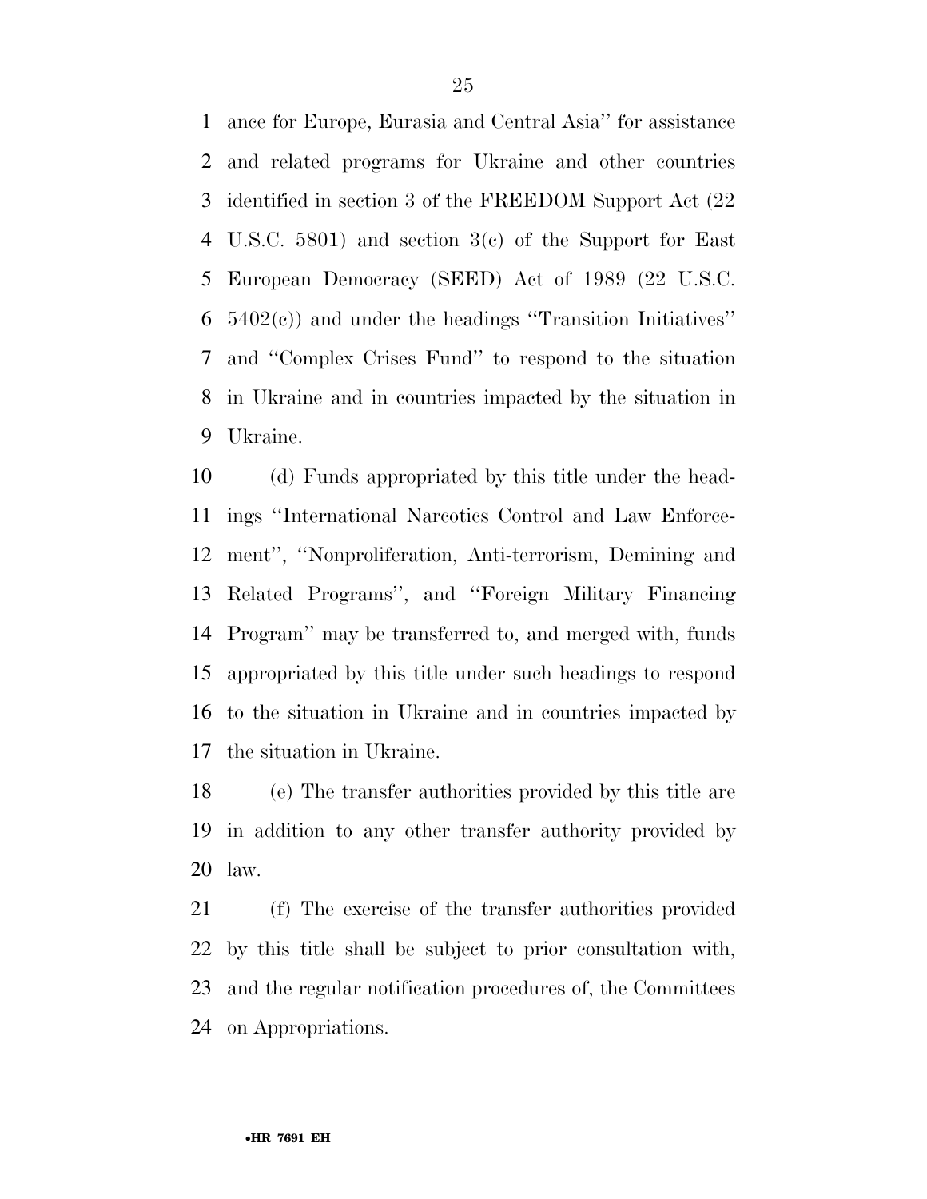ance for Europe, Eurasia and Central Asia'' for assistance and related programs for Ukraine and other countries identified in section 3 of the FREEDOM Support Act (22 U.S.C. 5801) and section 3(c) of the Support for East European Democracy (SEED) Act of 1989 (22 U.S.C. 5402(c)) and under the headings ''Transition Initiatives'' and ''Complex Crises Fund'' to respond to the situation in Ukraine and in countries impacted by the situation in Ukraine.

(d) Funds appropriated by this title under the headings ''International Narcotics Control and Law Enforcement'', ''Nonproliferation, Anti-terrorism, Demining and Related Programs'', and ''Foreign Military Financing Program'' may be transferred to, and merged with, funds appropriated by this title under such headings to respond to the situation in Ukraine and in countries impacted by the situation in Ukraine.

(e) The transfer authorities provided by this title are in addition to any other transfer authority provided by law.

(f) The exercise of the transfer authorities provided by this title shall be subject to prior consultation with, and the regular notification procedures of, the Committees on Appropriations.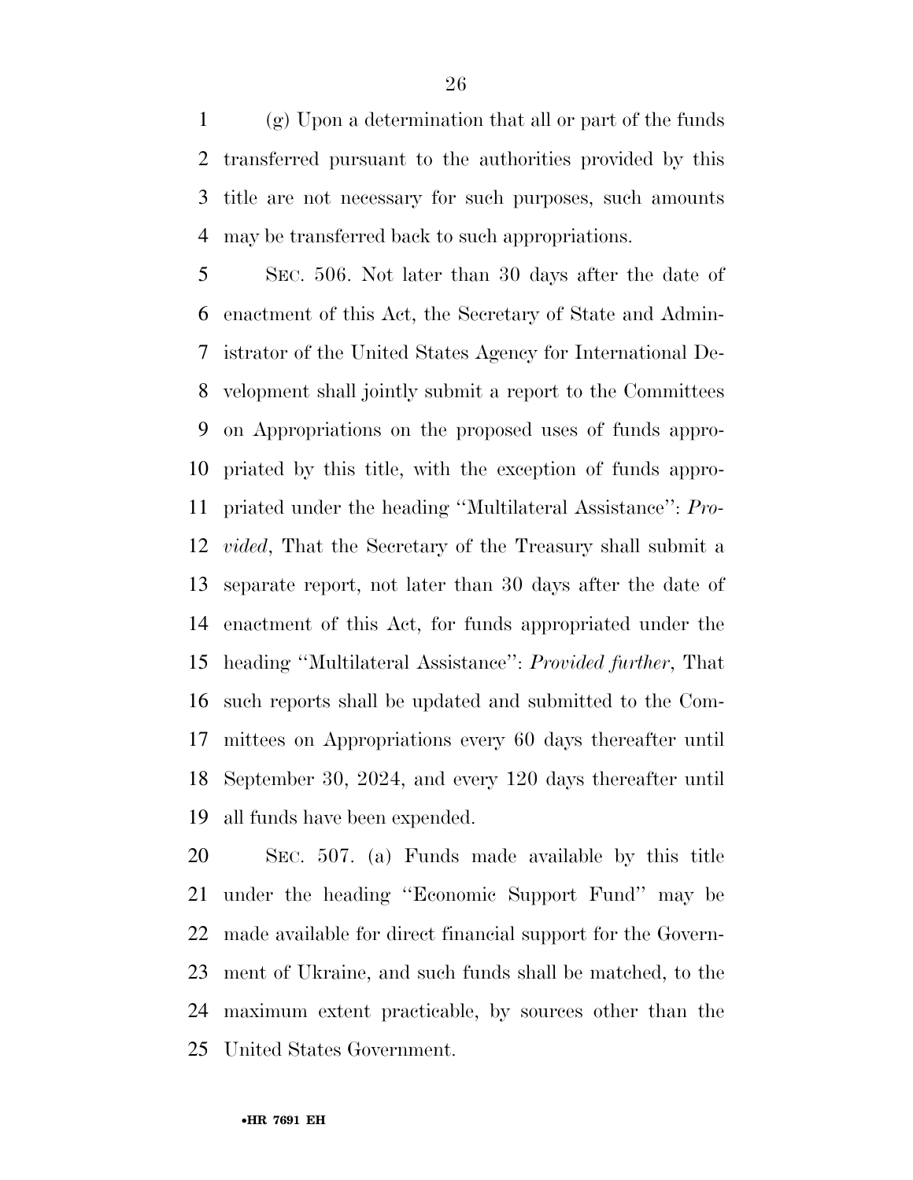(g) Upon a determination that all or part of the funds transferred pursuant to the authorities provided by this title are not necessary for such purposes, such amounts may be transferred back to such appropriations.

SEC. 506. Not later than 30 days after the date of enactment of this Act, the Secretary of State and Administrator of the United States Agency for International Development shall jointly submit a report to the Committees on Appropriations on the proposed uses of funds appropriated by this title, with the exception of funds appropriated under the heading ''Multilateral Assistance'': *Provided*, That the Secretary of the Treasury shall submit a separate report, not later than 30 days after the date of enactment of this Act, for funds appropriated under the heading ''Multilateral Assistance'': *Provided further*, That such reports shall be updated and submitted to the Committees on Appropriations every 60 days thereafter until September 30, 2024, and every 120 days thereafter until all funds have been expended.

SEC. 507. (a) Funds made available by this title under the heading ''Economic Support Fund'' may be made available for direct financial support for the Government of Ukraine, and such funds shall be matched, to the maximum extent practicable, by sources other than the United States Government.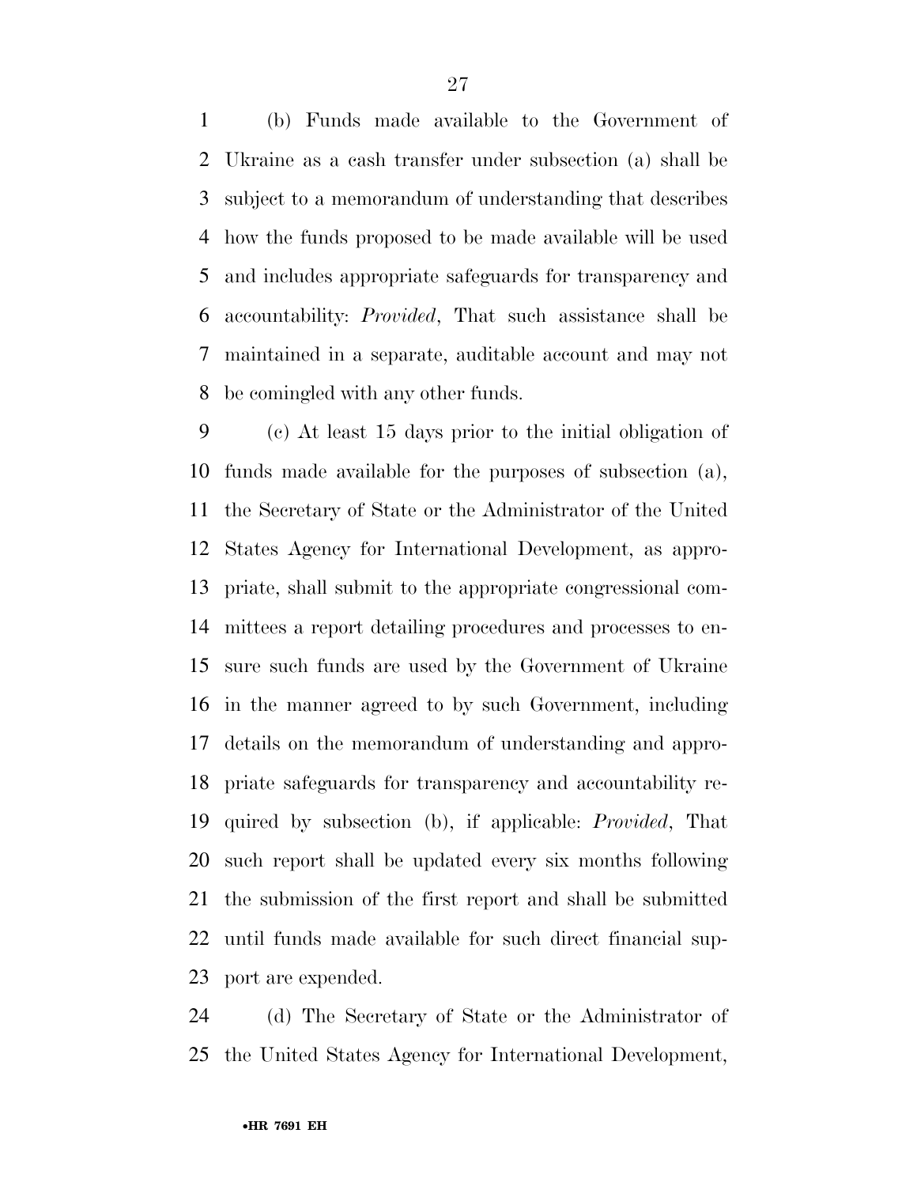(b) Funds made available to the Government of Ukraine as a cash transfer under subsection (a) shall be subject to a memorandum of understanding that describes how the funds proposed to be made available will be used and includes appropriate safeguards for transparency and accountability: *Provided*, That such assistance shall be maintained in a separate, auditable account and may not be comingled with any other funds.

(c) At least 15 days prior to the initial obligation of funds made available for the purposes of subsection (a), the Secretary of State or the Administrator of the United States Agency for International Development, as appropriate, shall submit to the appropriate congressional committees a report detailing procedures and processes to ensure such funds are used by the Government of Ukraine in the manner agreed to by such Government, including details on the memorandum of understanding and appropriate safeguards for transparency and accountability required by subsection (b), if applicable: *Provided*, That such report shall be updated every six months following the submission of the first report and shall be submitted until funds made available for such direct financial support are expended.

(d) The Secretary of State or the Administrator of the United States Agency for International Development,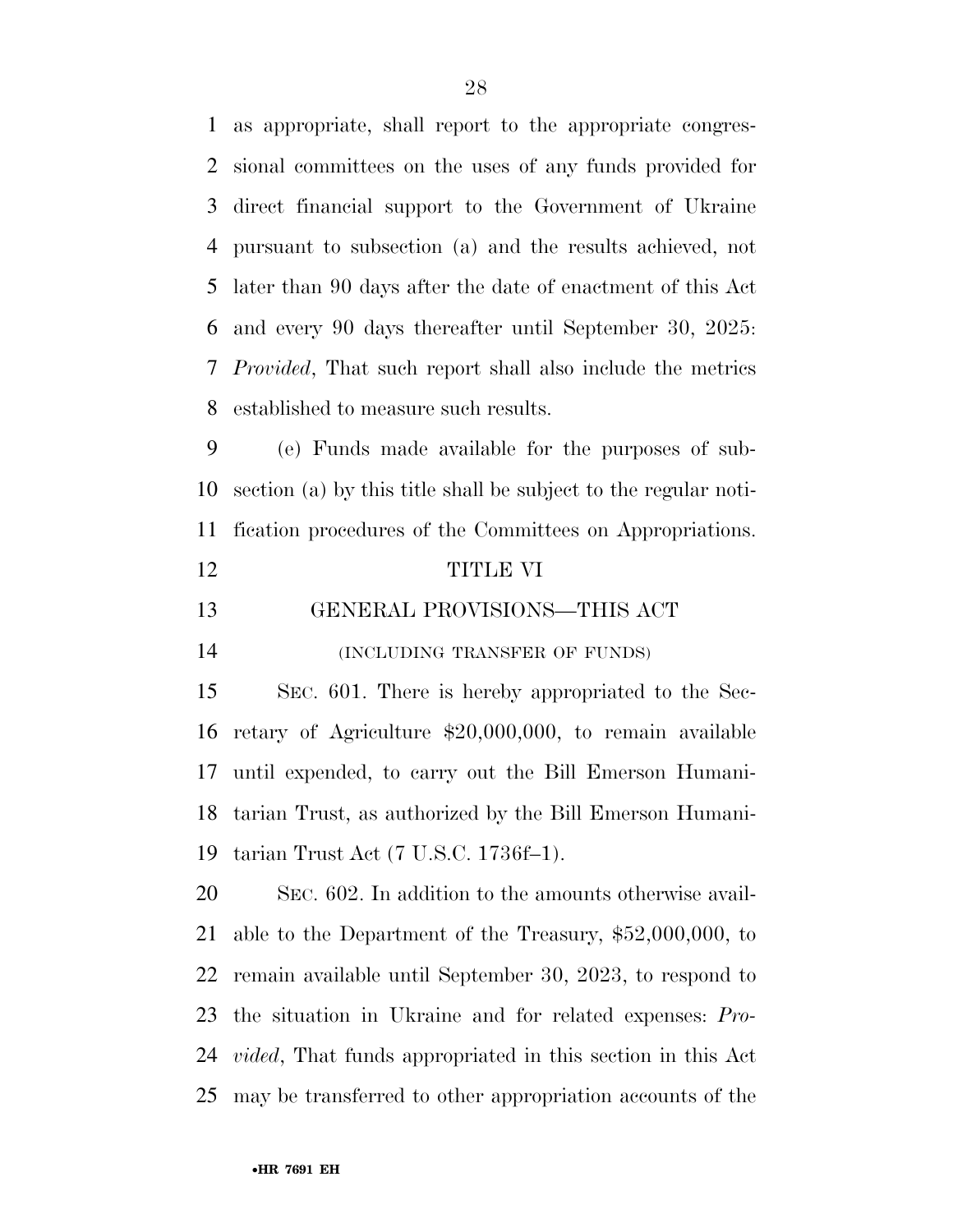as appropriate, shall report to the appropriate congressional committees on the uses of any funds provided for direct financial support to the Government of Ukraine pursuant to subsection (a) and the results achieved, not later than 90 days after the date of enactment of this Act and every 90 days thereafter until September 30, 2025: *Provided*, That such report shall also include the metrics established to measure such results.

(e) Funds made available for the purposes of subsection (a) by this title shall be subject to the regular notification procedures of the Committees on Appropriations.

## TITLE VI

## GENERAL PROVISIONS—THIS ACT

(INCLUDING TRANSFER OF FUNDS)

SEC. 601. There is hereby appropriated to the Secretary of Agriculture $20,000,000, to remain available until expended, to carry out the Bill Emerson Humanitarian Trust, as authorized by the Bill Emerson Humanitarian Trust Act (7 U.S.C. 1736f–1).

SEC. 602. In addition to the amounts otherwise available to the Department of the Treasury, $52,000,000, to remain available until September 30, 2023, to respond to the situation in Ukraine and for related expenses: *Provided*, That funds appropriated in this section in this Act may be transferred to other appropriation accounts of the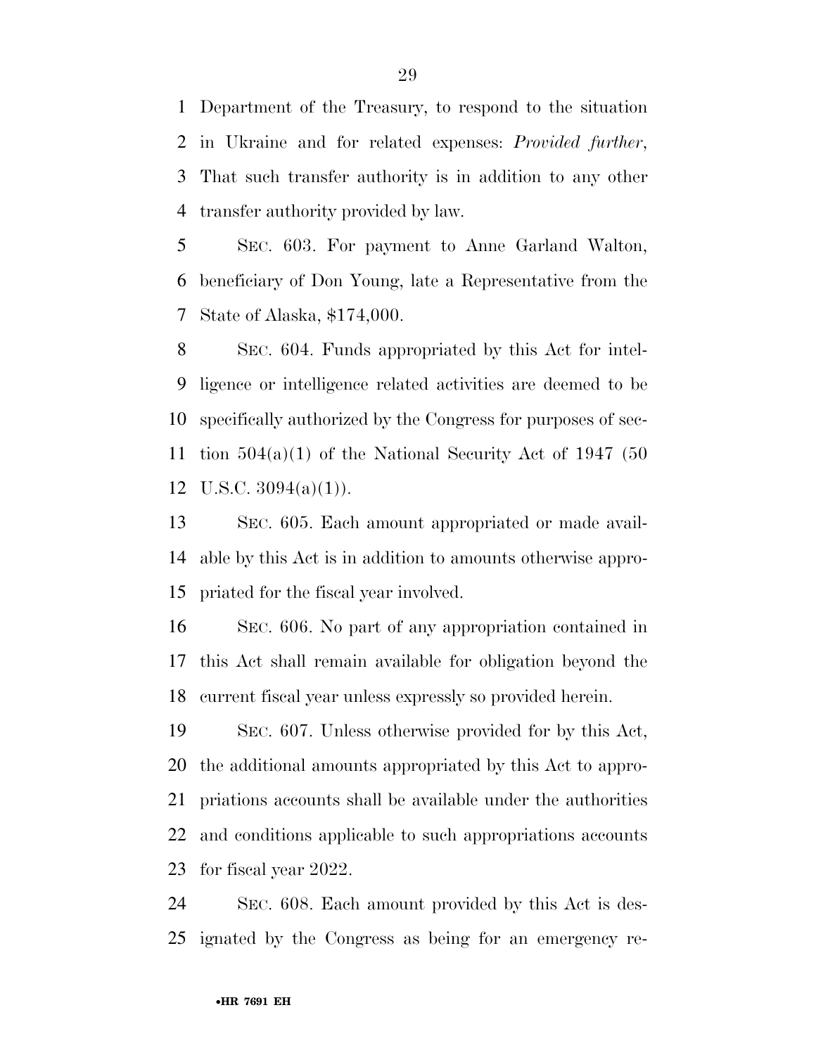Department of the Treasury, to respond to the situation in Ukraine and for related expenses: *Provided further*, That such transfer authority is in addition to any other transfer authority provided by law.

SEC. 603. For payment to Anne Garland Walton, beneficiary of Don Young, late a Representative from the State of Alaska, $174,000.

SEC. 604. Funds appropriated by this Act for intelligence or intelligence related activities are deemed to be specifically authorized by the Congress for purposes of section 504(a)(1) of the National Security Act of 1947 (50 U.S.C. 3094(a)(1)).

SEC. 605. Each amount appropriated or made available by this Act is in addition to amounts otherwise appropriated for the fiscal year involved.

SEC. 606. No part of any appropriation contained in this Act shall remain available for obligation beyond the current fiscal year unless expressly so provided herein.

SEC. 607. Unless otherwise provided for by this Act, the additional amounts appropriated by this Act to appropriations accounts shall be available under the authorities and conditions applicable to such appropriations accounts for fiscal year 2022.

SEC. 608. Each amount provided by this Act is designated by the Congress as being for an emergency re-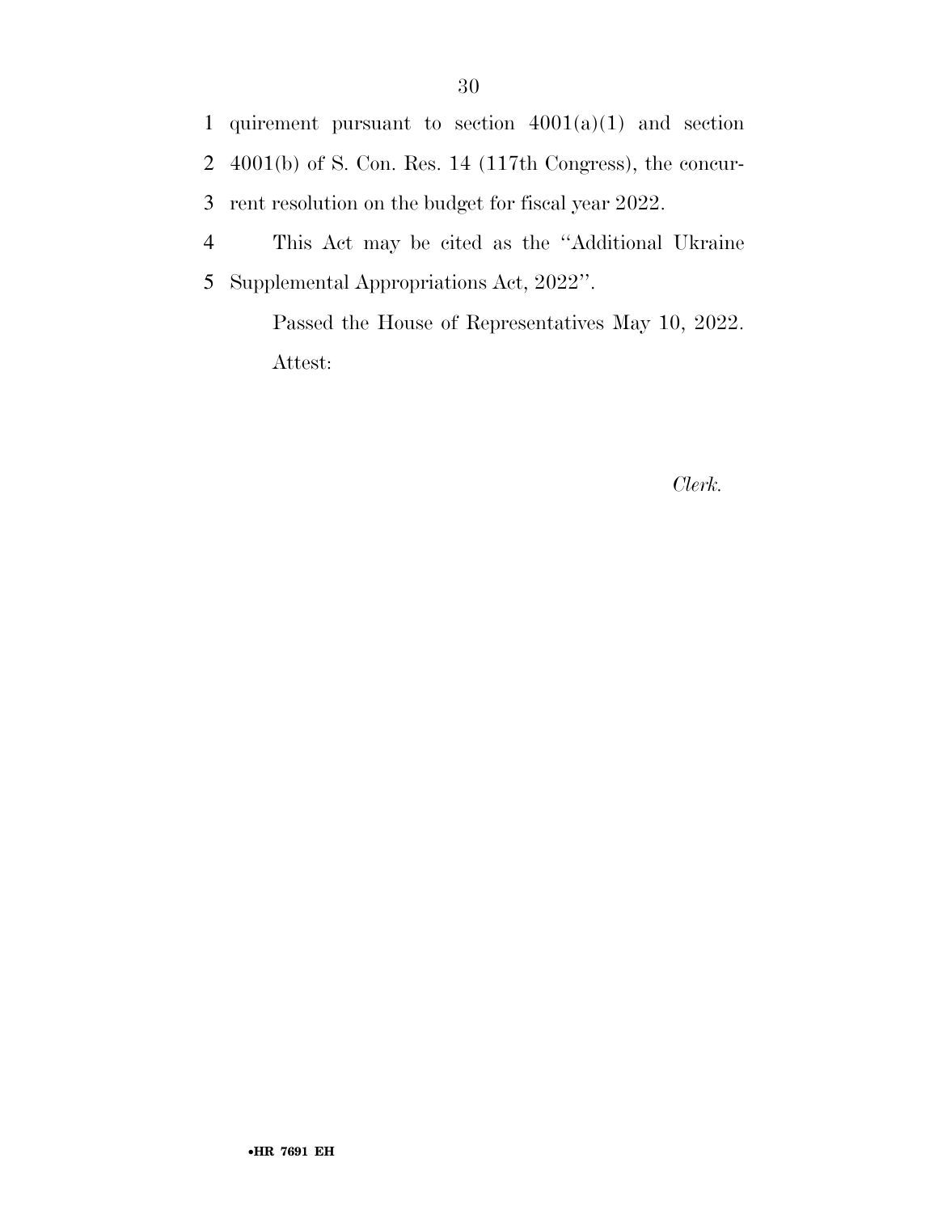quirement pursuant to section 4001(a)(1) and section 4001(b) of S. Con. Res. 14 (117th Congress), the concurrent resolution on the budget for fiscal year 2022.

This Act may be cited as the ''Additional Ukraine Supplemental Appropriations Act, 2022''.

Passed the House of Representatives May 10, 2022.

Attest:

*Clerk.*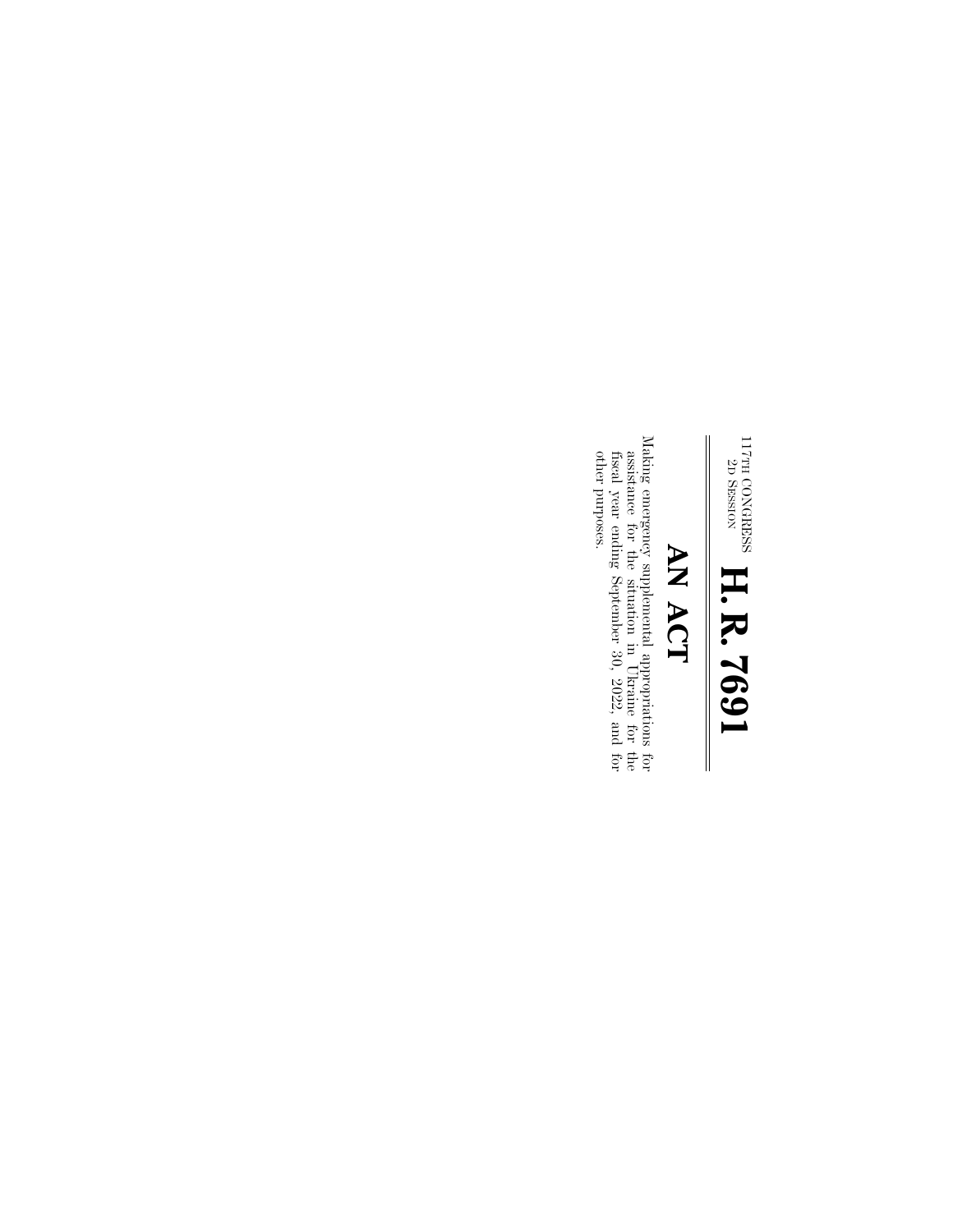117TH CONGRESS
2D SESSION

# H. R. 7691

---

## AN ACT

Making emergency supplemental appropriations for assistance for the situation in Ukraine for the fiscal year ending September 30, 2022, and for other purposes.